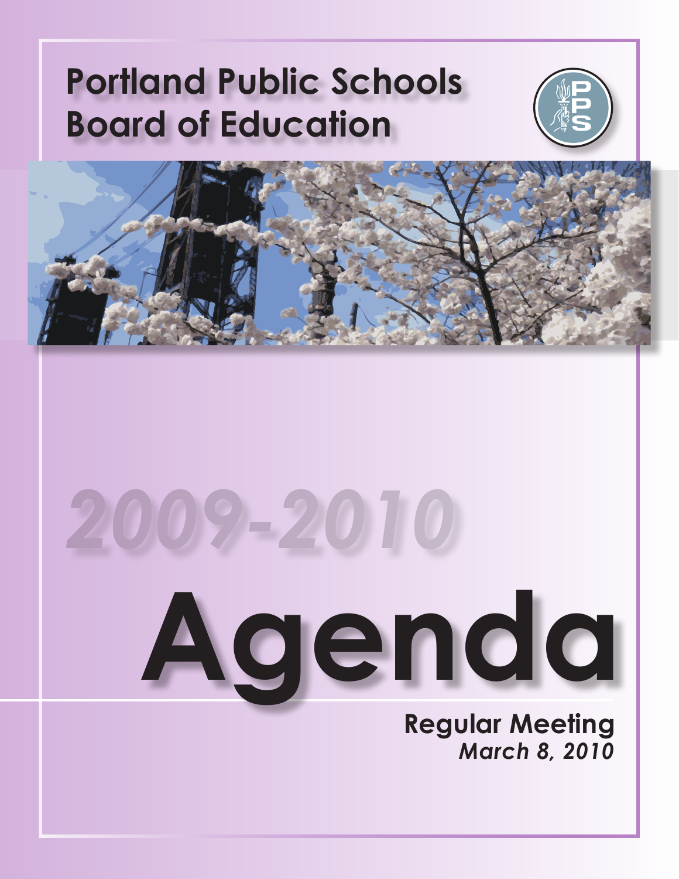# Portland Public Schools Board of Education

2009-2010

# Agenda

**Regular Meeting**

***March 8, 2010***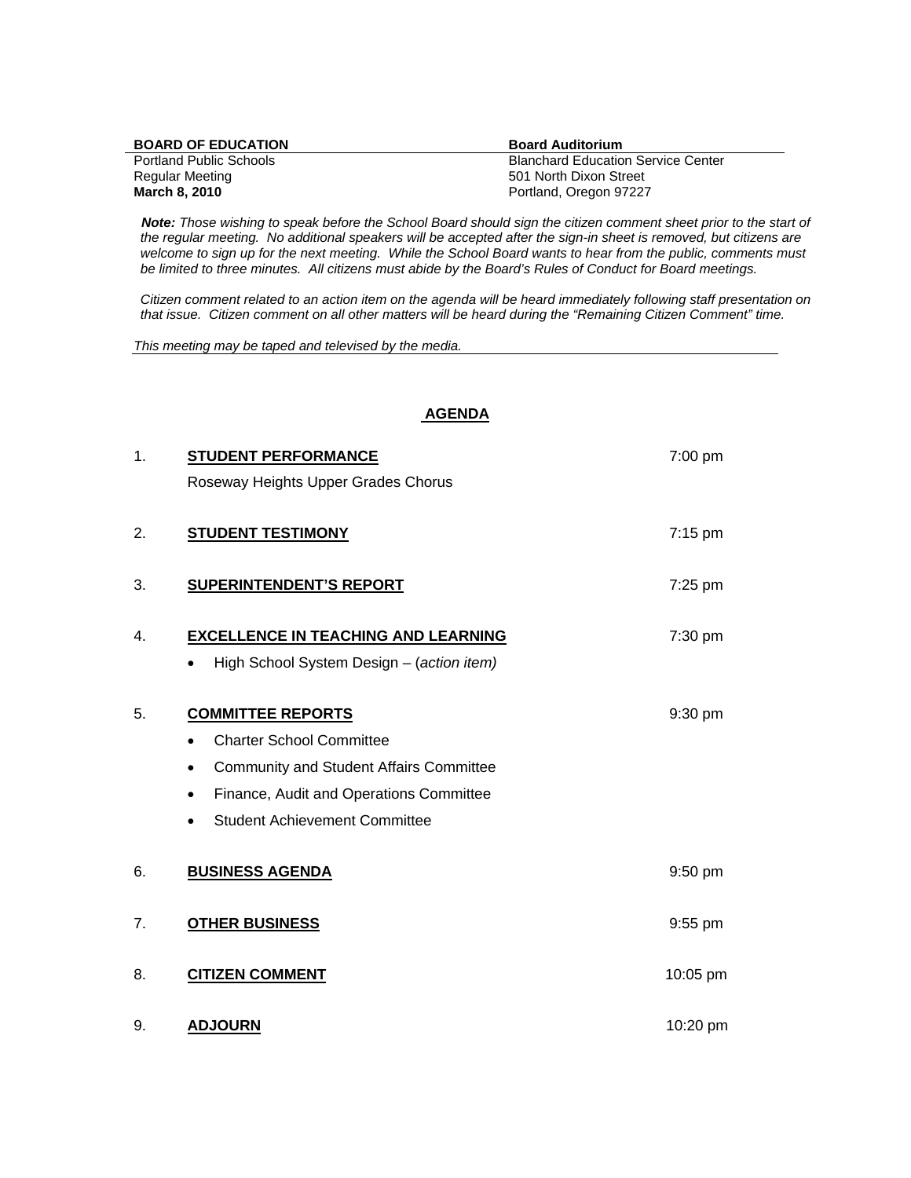**BOARD OF EDUCATION**
Portland Public Schools
Regular Meeting
**March 8, 2010**

**Board Auditorium**
Blanchard Education Service Center
501 North Dixon Street
Portland, Oregon 97227

***Note:*** *Those wishing to speak before the School Board should sign the citizen comment sheet prior to the start of the regular meeting. No additional speakers will be accepted after the sign-in sheet is removed, but citizens are welcome to sign up for the next meeting. While the School Board wants to hear from the public, comments must be limited to three minutes. All citizens must abide by the Board's Rules of Conduct for Board meetings.*

*Citizen comment related to an action item on the agenda will be heard immediately following staff presentation on that issue. Citizen comment on all other matters will be heard during the "Remaining Citizen Comment" time.*

*This meeting may be taped and televised by the media.*

## AGENDA

| | | |
|---|---|---|
| 1. | **STUDENT PERFORMANCE**<br>Roseway Heights Upper Grades Chorus | 7:00 pm |
| 2. | **STUDENT TESTIMONY** | 7:15 pm |
| 3. | **SUPERINTENDENT'S REPORT** | 7:25 pm |
| 4. | **EXCELLENCE IN TEACHING AND LEARNING**<br>• High School System Design – (*action item)* | 7:30 pm |
| 5. | **COMMITTEE REPORTS**<br>• Charter School Committee<br>• Community and Student Affairs Committee<br>• Finance, Audit and Operations Committee<br>• Student Achievement Committee | 9:30 pm |
| 6. | **BUSINESS AGENDA** | 9:50 pm |
| 7. | **OTHER BUSINESS** | 9:55 pm |
| 8. | **CITIZEN COMMENT** | 10:05 pm |
| 9. | **ADJOURN** | 10:20 pm |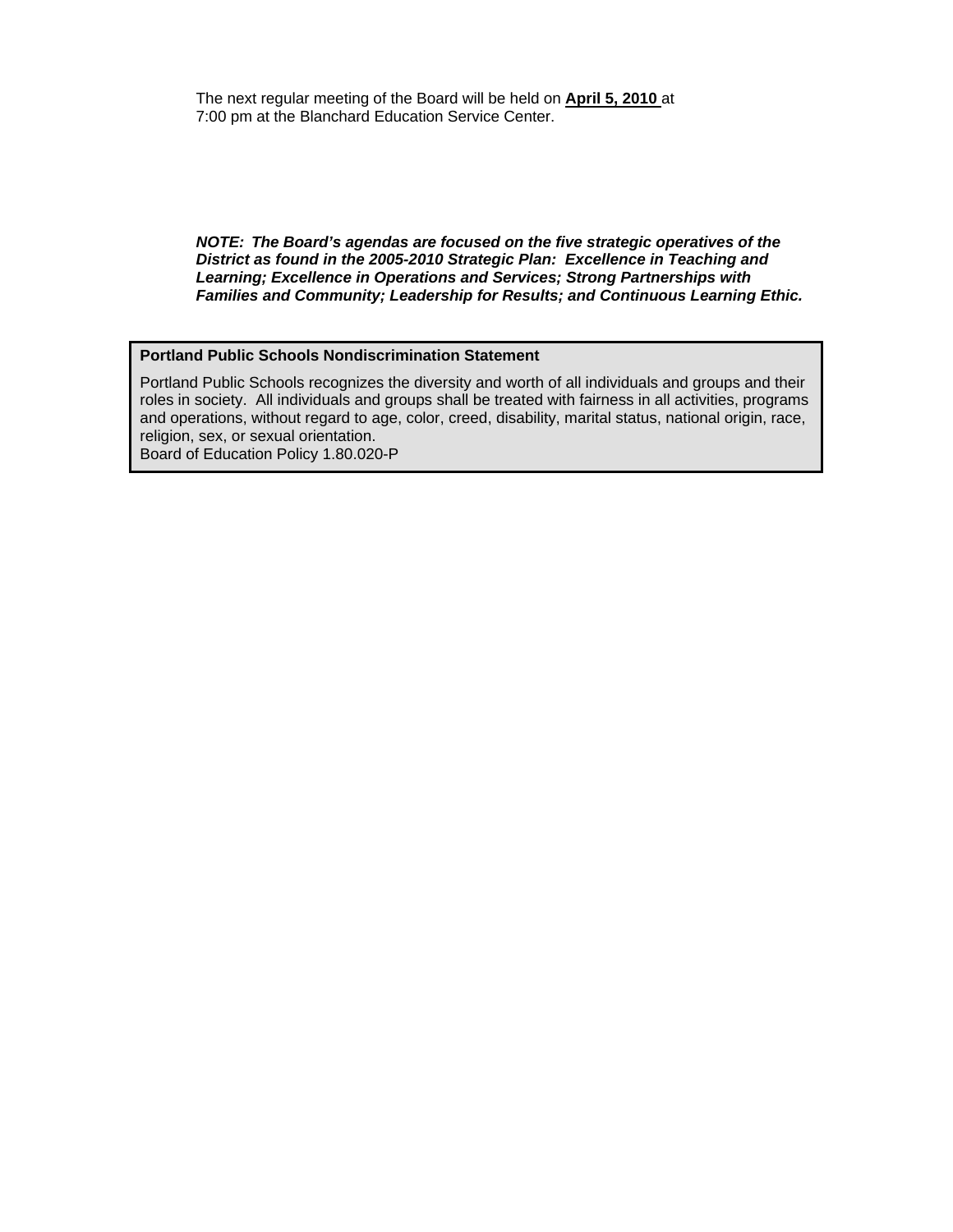The next regular meeting of the Board will be held on **April 5, 2010** at 7:00 pm at the Blanchard Education Service Center.

***NOTE: The Board's agendas are focused on the five strategic operatives of the District as found in the 2005-2010 Strategic Plan: Excellence in Teaching and Learning; Excellence in Operations and Services; Strong Partnerships with Families and Community; Leadership for Results; and Continuous Learning Ethic.***

**Portland Public Schools Nondiscrimination Statement**

Portland Public Schools recognizes the diversity and worth of all individuals and groups and their roles in society. All individuals and groups shall be treated with fairness in all activities, programs and operations, without regard to age, color, creed, disability, marital status, national origin, race, religion, sex, or sexual orientation.
Board of Education Policy 1.80.020-P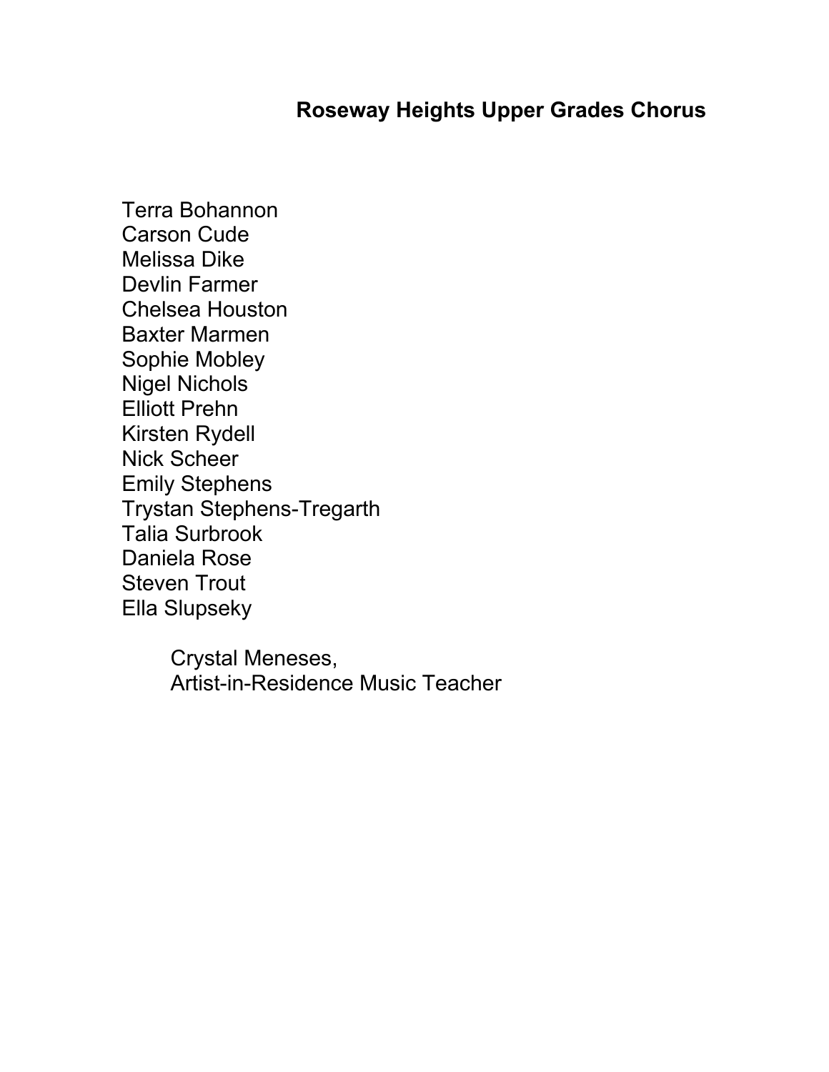## Roseway Heights Upper Grades Chorus

Terra Bohannon
Carson Cude
Melissa Dike
Devlin Farmer
Chelsea Houston
Baxter Marmen
Sophie Mobley
Nigel Nichols
Elliott Prehn
Kirsten Rydell
Nick Scheer
Emily Stephens
Trystan Stephens-Tregarth
Talia Surbrook
Daniela Rose
Steven Trout
Ella Slupseky

Crystal Meneses,
Artist-in-Residence Music Teacher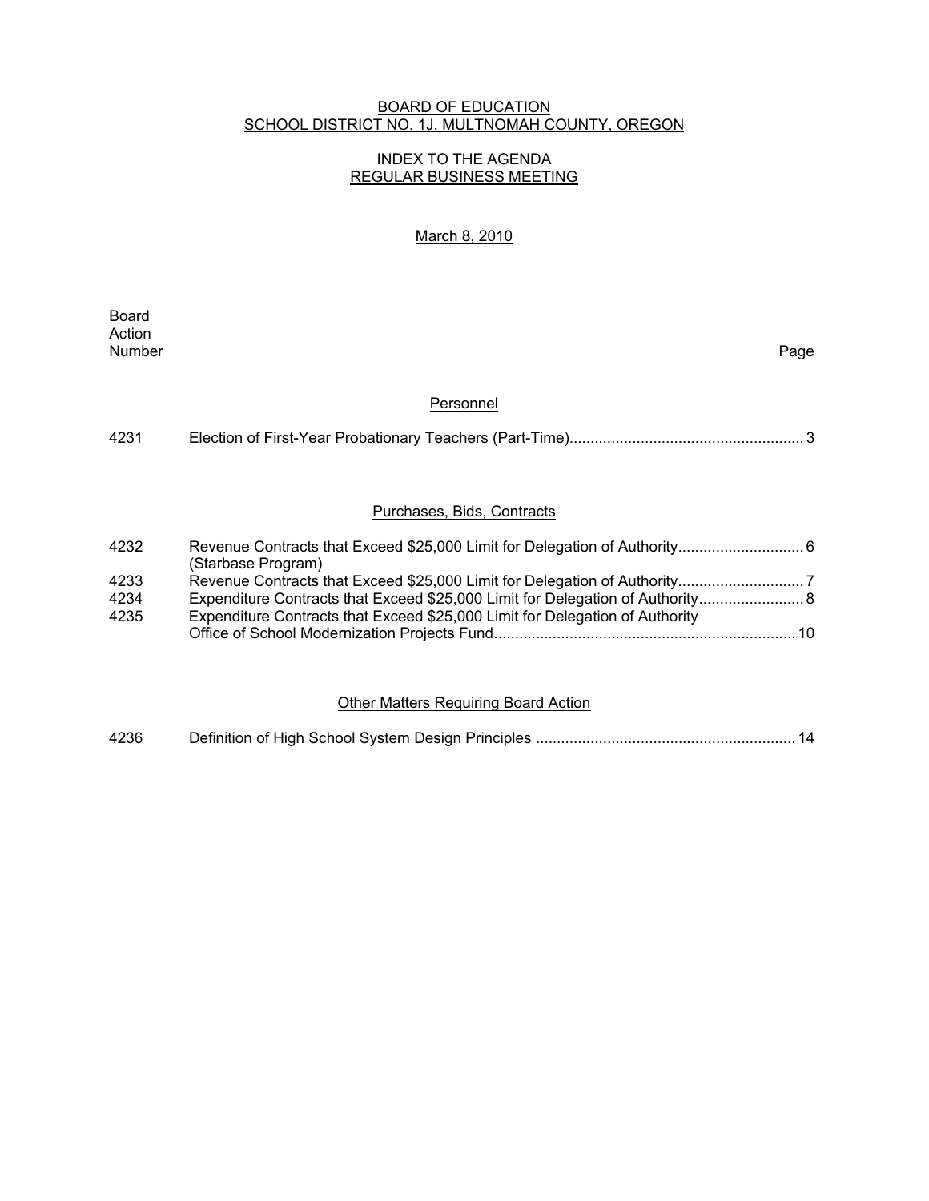BOARD OF EDUCATION
SCHOOL DISTRICT NO. 1J, MULTNOMAH COUNTY, OREGON

INDEX TO THE AGENDA
REGULAR BUSINESS MEETING

March 8, 2010

| Board Action Number | | Page |
|---|---|---|
| | **Personnel** | |
| 4231 | Election of First-Year Probationary Teachers (Part-Time) | 3 |
| | **Purchases, Bids, Contracts** | |
| 4232 | Revenue Contracts that Exceed $25,000 Limit for Delegation of Authority (Starbase Program) | 6 |
| 4233 | Revenue Contracts that Exceed $25,000 Limit for Delegation of Authority | 7 |
| 4234 | Expenditure Contracts that Exceed $25,000 Limit for Delegation of Authority | 8 |
| 4235 | Expenditure Contracts that Exceed $25,000 Limit for Delegation of Authority Office of School Modernization Projects Fund | 10 |
| | **Other Matters Requiring Board Action** | |
| 4236 | Definition of High School System Design Principles | 14 |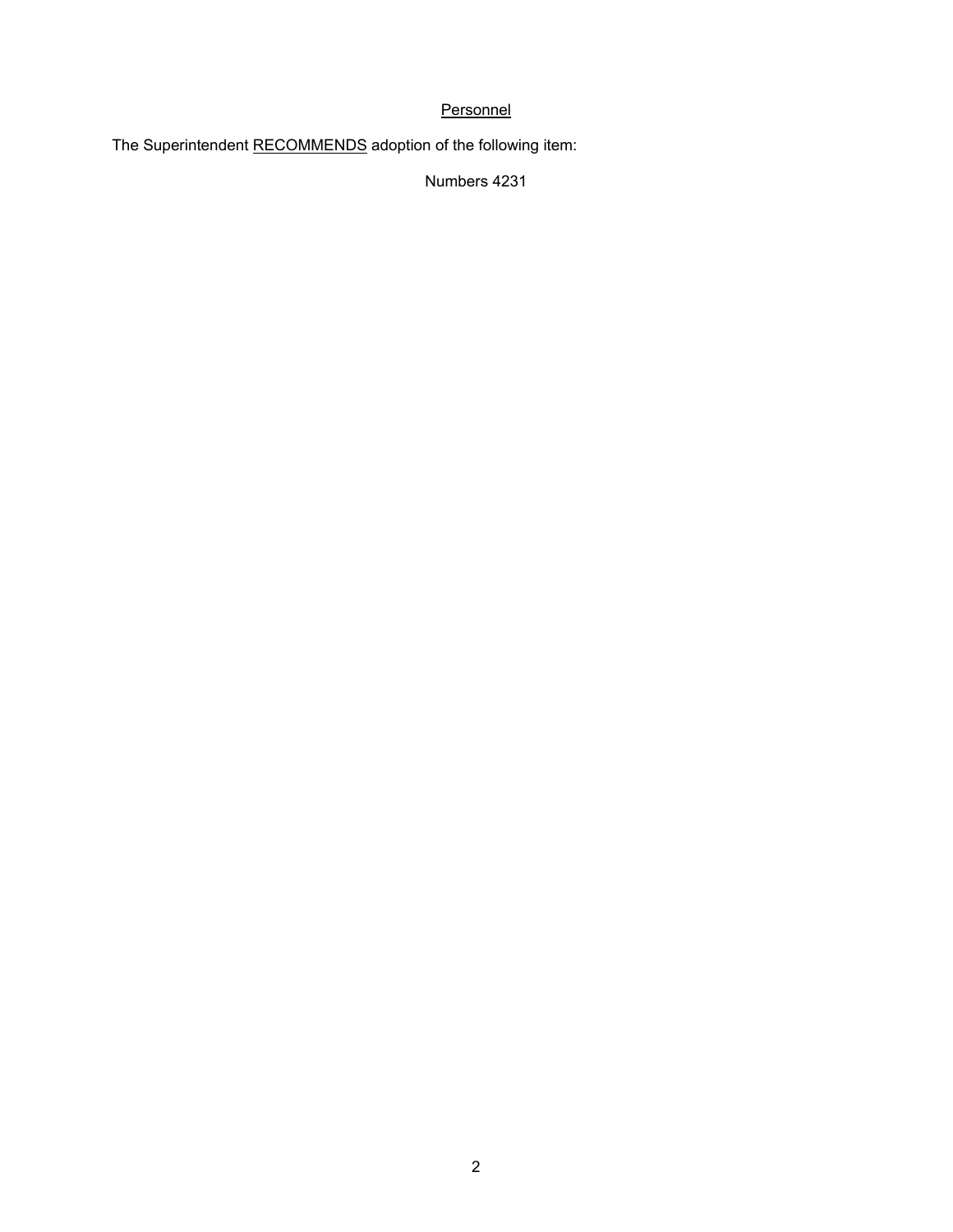## Personnel

The Superintendent RECOMMENDS adoption of the following item:

Numbers 4231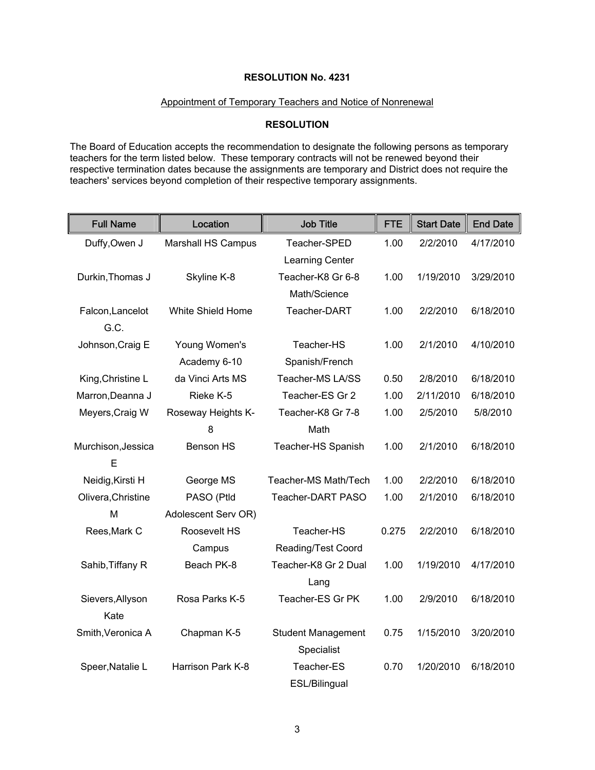**RESOLUTION No. 4231**

Appointment of Temporary Teachers and Notice of Nonrenewal

**RESOLUTION**

The Board of Education accepts the recommendation to designate the following persons as temporary teachers for the term listed below. These temporary contracts will not be renewed beyond their respective termination dates because the assignments are temporary and District does not require the teachers' services beyond completion of their respective temporary assignments.

| Full Name | Location | Job Title | FTE | Start Date | End Date |
|---|---|---|---|---|---|
| Duffy,Owen J | Marshall HS Campus | Teacher-SPED Learning Center | 1.00 | 2/2/2010 | 4/17/2010 |
| Durkin,Thomas J | Skyline K-8 | Teacher-K8 Gr 6-8 Math/Science | 1.00 | 1/19/2010 | 3/29/2010 |
| Falcon,Lancelot G.C. | White Shield Home | Teacher-DART | 1.00 | 2/2/2010 | 6/18/2010 |
| Johnson,Craig E | Young Women's Academy 6-10 | Teacher-HS Spanish/French | 1.00 | 2/1/2010 | 4/10/2010 |
| King,Christine L | da Vinci Arts MS | Teacher-MS LA/SS | 0.50 | 2/8/2010 | 6/18/2010 |
| Marron,Deanna J | Rieke K-5 | Teacher-ES Gr 2 | 1.00 | 2/11/2010 | 6/18/2010 |
| Meyers,Craig W | Roseway Heights K-8 | Teacher-K8 Gr 7-8 Math | 1.00 | 2/5/2010 | 5/8/2010 |
| Murchison,Jessica E | Benson HS | Teacher-HS Spanish | 1.00 | 2/1/2010 | 6/18/2010 |
| Neidig,Kirsti H | George MS | Teacher-MS Math/Tech | 1.00 | 2/2/2010 | 6/18/2010 |
| Olivera,Christine M | PASO (Ptld Adolescent Serv OR) | Teacher-DART PASO | 1.00 | 2/1/2010 | 6/18/2010 |
| Rees,Mark C | Roosevelt HS Campus | Teacher-HS Reading/Test Coord | 0.275 | 2/2/2010 | 6/18/2010 |
| Sahib,Tiffany R | Beach PK-8 | Teacher-K8 Gr 2 Dual Lang | 1.00 | 1/19/2010 | 4/17/2010 |
| Sievers,Allyson Kate | Rosa Parks K-5 | Teacher-ES Gr PK | 1.00 | 2/9/2010 | 6/18/2010 |
| Smith,Veronica A | Chapman K-5 | Student Management Specialist | 0.75 | 1/15/2010 | 3/20/2010 |
| Speer,Natalie L | Harrison Park K-8 | Teacher-ES ESL/Bilingual | 0.70 | 1/20/2010 | 6/18/2010 |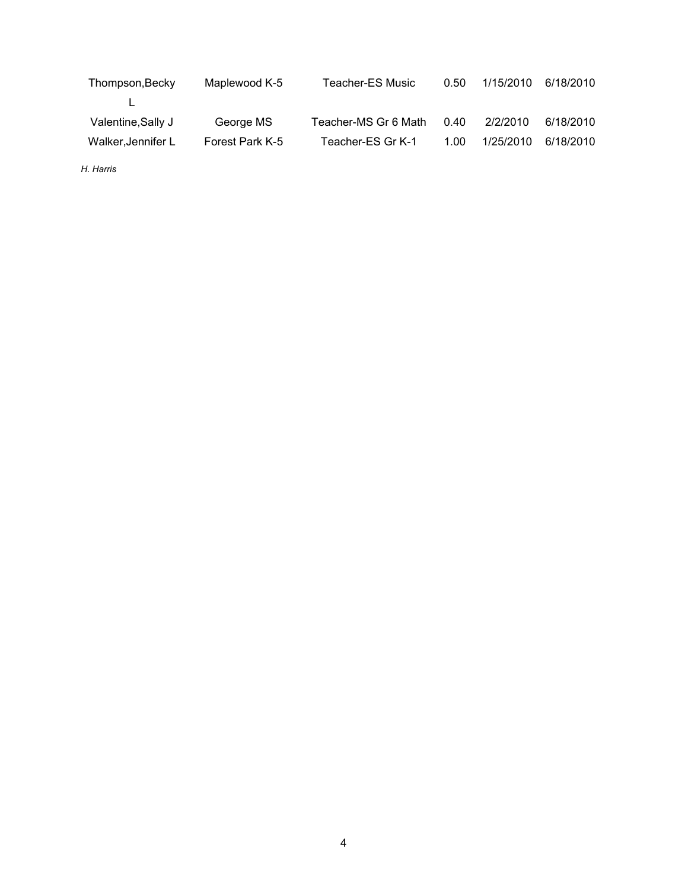| | | | | | |
|---|---|---|---|---|---|
| Thompson,Becky L | Maplewood K-5 | Teacher-ES Music | 0.50 | 1/15/2010 | 6/18/2010 |
| Valentine,Sally J | George MS | Teacher-MS Gr 6 Math | 0.40 | 2/2/2010 | 6/18/2010 |
| Walker,Jennifer L | Forest Park K-5 | Teacher-ES Gr K-1 | 1.00 | 1/25/2010 | 6/18/2010 |

*H. Harris*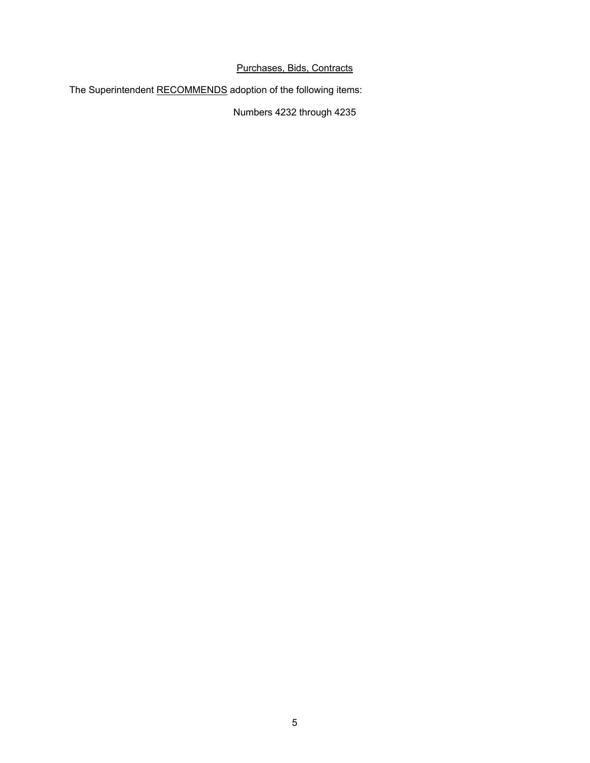## Purchases, Bids, Contracts

The Superintendent RECOMMENDS adoption of the following items:

Numbers 4232 through 4235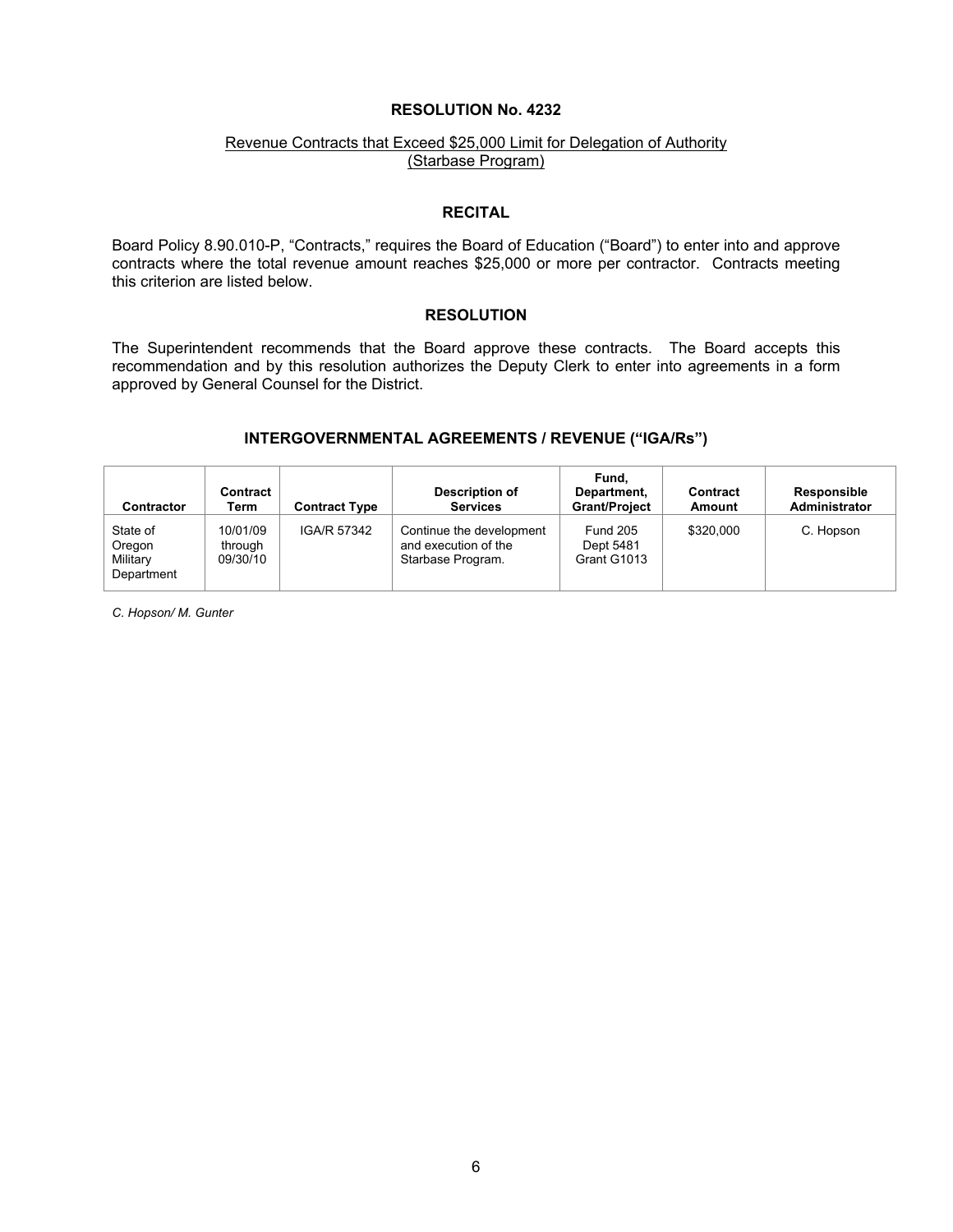# RESOLUTION No. 4232

Revenue Contracts that Exceed $25,000 Limit for Delegation of Authority (Starbase Program)

## RECITAL

Board Policy 8.90.010-P, "Contracts," requires the Board of Education ("Board") to enter into and approve contracts where the total revenue amount reaches $25,000 or more per contractor. Contracts meeting this criterion are listed below.

## RESOLUTION

The Superintendent recommends that the Board approve these contracts. The Board accepts this recommendation and by this resolution authorizes the Deputy Clerk to enter into agreements in a form approved by General Counsel for the District.

### INTERGOVERNMENTAL AGREEMENTS / REVENUE ("IGA/Rs")

| Contractor | Contract Term | Contract Type | Description of Services | Fund, Department, Grant/Project | Contract Amount | Responsible Administrator |
|---|---|---|---|---|---|---|
| State of Oregon Military Department | 10/01/09 through 09/30/10 | IGA/R 57342 | Continue the development and execution of the Starbase Program. | Fund 205 Dept 5481 Grant G1013 | $320,000 | C. Hopson |

*C. Hopson/ M. Gunter*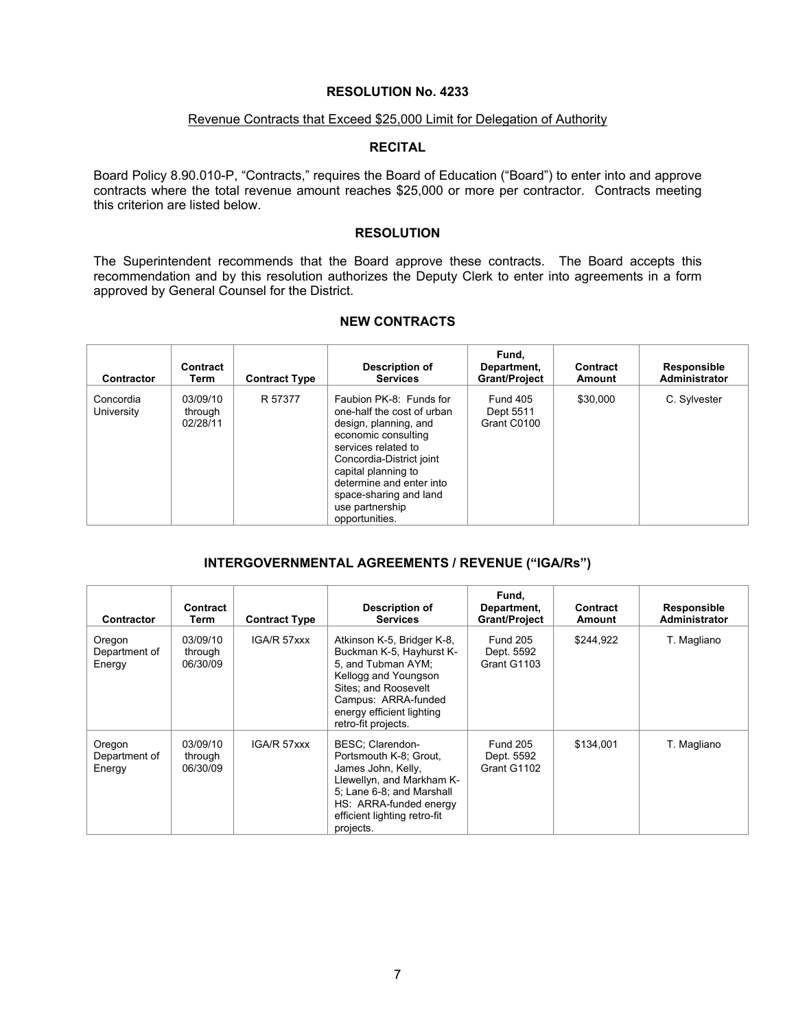### RESOLUTION No. 4233

Revenue Contracts that Exceed $25,000 Limit for Delegation of Authority

### RECITAL

Board Policy 8.90.010-P, "Contracts," requires the Board of Education ("Board") to enter into and approve contracts where the total revenue amount reaches $25,000 or more per contractor. Contracts meeting this criterion are listed below.

### RESOLUTION

The Superintendent recommends that the Board approve these contracts. The Board accepts this recommendation and by this resolution authorizes the Deputy Clerk to enter into agreements in a form approved by General Counsel for the District.

### NEW CONTRACTS

| Contractor | Contract Term | Contract Type | Description of Services | Fund, Department, Grant/Project | Contract Amount | Responsible Administrator |
|---|---|---|---|---|---|---|
| Concordia University | 03/09/10 through 02/28/11 | R 57377 | Faubion PK-8: Funds for one-half the cost of urban design, planning, and economic consulting services related to Concordia-District joint capital planning to determine and enter into space-sharing and land use partnership opportunities. | Fund 405 Dept 5511 Grant C0100 | $30,000 | C. Sylvester |

### INTERGOVERNMENTAL AGREEMENTS / REVENUE ("IGA/Rs")

| Contractor | Contract Term | Contract Type | Description of Services | Fund, Department, Grant/Project | Contract Amount | Responsible Administrator |
|---|---|---|---|---|---|---|
| Oregon Department of Energy | 03/09/10 through 06/30/09 | IGA/R 57xxx | Atkinson K-5, Bridger K-8, Buckman K-5, Hayhurst K-5, and Tubman AYM; Kellogg and Youngson Sites; and Roosevelt Campus: ARRA-funded energy efficient lighting retro-fit projects. | Fund 205 Dept. 5592 Grant G1103 | $244,922 | T. Magliano |
| Oregon Department of Energy | 03/09/10 through 06/30/09 | IGA/R 57xxx | BESC; Clarendon-Portsmouth K-8; Grout, James John, Kelly, Llewellyn, and Markham K-5; Lane 6-8; and Marshall HS: ARRA-funded energy efficient lighting retro-fit projects. | Fund 205 Dept. 5592 Grant G1102 | $134,001 | T. Magliano |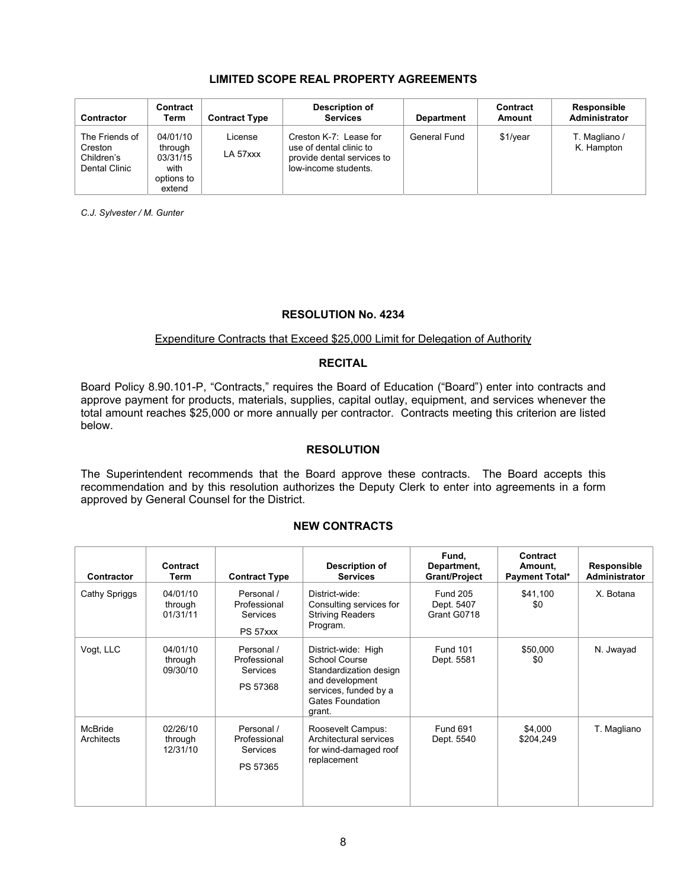### LIMITED SCOPE REAL PROPERTY AGREEMENTS

| Contractor | Contract Term | Contract Type | Description of Services | Department | Contract Amount | Responsible Administrator |
|---|---|---|---|---|---|---|
| The Friends of Creston Children's Dental Clinic | 04/01/10 through 03/31/15 with options to extend | License LA 57xxx | Creston K-7: Lease for use of dental clinic to provide dental services to low-income students. | General Fund | $1/year | T. Magliano / K. Hampton |

*C.J. Sylvester / M. Gunter*

### RESOLUTION No. 4234

Expenditure Contracts that Exceed $25,000 Limit for Delegation of Authority

### RECITAL

Board Policy 8.90.101-P, "Contracts," requires the Board of Education ("Board") enter into contracts and approve payment for products, materials, supplies, capital outlay, equipment, and services whenever the total amount reaches $25,000 or more annually per contractor. Contracts meeting this criterion are listed below.

### RESOLUTION

The Superintendent recommends that the Board approve these contracts. The Board accepts this recommendation and by this resolution authorizes the Deputy Clerk to enter into agreements in a form approved by General Counsel for the District.

### NEW CONTRACTS

| Contractor | Contract Term | Contract Type | Description of Services | Fund, Department, Grant/Project | Contract Amount, Payment Total* | Responsible Administrator |
|---|---|---|---|---|---|---|
| Cathy Spriggs | 04/01/10 through 01/31/11 | Personal / Professional Services PS 57xxx | District-wide: Consulting services for Striving Readers Program. | Fund 205 Dept. 5407 Grant G0718 | $41,100 $0 | X. Botana |
| Vogt, LLC | 04/01/10 through 09/30/10 | Personal / Professional Services PS 57368 | District-wide: High School Course Standardization design and development services, funded by a Gates Foundation grant. | Fund 101 Dept. 5581 | $50,000 $0 | N. Jwayad |
| McBride Architects | 02/26/10 through 12/31/10 | Personal / Professional Services PS 57365 | Roosevelt Campus: Architectural services for wind-damaged roof replacement | Fund 691 Dept. 5540 | $4,000 $204,249 | T. Magliano |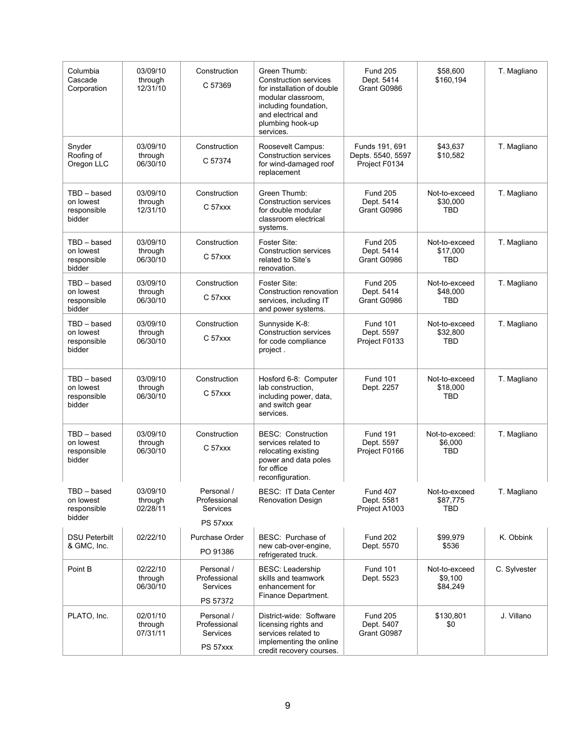| Columbia Cascade Corporation | 03/09/10 through 12/31/10 | Construction<br>C 57369 | Green Thumb: Construction services for installation of double modular classroom, including foundation, and electrical and plumbing hook-up services. | Fund 205<br>Dept. 5414<br>Grant G0986 | $58,600<br>$160,194 | T. Magliano |
|---|---|---|---|---|---|---|
| Snyder Roofing of Oregon LLC | 03/09/10 through 06/30/10 | Construction<br>C 57374 | Roosevelt Campus: Construction services for wind-damaged roof replacement | Funds 191, 691<br>Depts. 5540, 5597<br>Project F0134 | $43,637<br>$10,582 | T. Magliano |
| TBD – based on lowest responsible bidder | 03/09/10 through 12/31/10 | Construction<br>C 57xxx | Green Thumb: Construction services for double modular classroom electrical systems. | Fund 205<br>Dept. 5414<br>Grant G0986 | Not-to-exceed $30,000<br>TBD | T. Magliano |
| TBD – based on lowest responsible bidder | 03/09/10 through 06/30/10 | Construction<br>C 57xxx | Foster Site: Construction services related to Site's renovation. | Fund 205<br>Dept. 5414<br>Grant G0986 | Not-to-exceed $17,000<br>TBD | T. Magliano |
| TBD – based on lowest responsible bidder | 03/09/10 through 06/30/10 | Construction<br>C 57xxx | Foster Site: Construction renovation services, including IT and power systems. | Fund 205<br>Dept. 5414<br>Grant G0986 | Not-to-exceed $48,000<br>TBD | T. Magliano |
| TBD – based on lowest responsible bidder | 03/09/10 through 06/30/10 | Construction<br>C 57xxx | Sunnyside K-8: Construction services for code compliance project . | Fund 101<br>Dept. 5597<br>Project F0133 | Not-to-exceed $32,800<br>TBD | T. Magliano |
| TBD – based on lowest responsible bidder | 03/09/10 through 06/30/10 | Construction<br>C 57xxx | Hosford 6-8: Computer lab construction, including power, data, and switch gear services. | Fund 101<br>Dept. 2257 | Not-to-exceed $18,000<br>TBD | T. Magliano |
| TBD – based on lowest responsible bidder | 03/09/10 through 06/30/10 | Construction<br>C 57xxx | BESC: Construction services related to relocating existing power and data poles for office reconfiguration. | Fund 191<br>Dept. 5597<br>Project F0166 | Not-to-exceed: $6,000<br>TBD | T. Magliano |
| TBD – based on lowest responsible bidder | 03/09/10 through 02/28/11 | Personal / Professional Services<br>PS 57xxx | BESC: IT Data Center Renovation Design | Fund 407<br>Dept. 5581<br>Project A1003 | Not-to-exceed $87,775<br>TBD | T. Magliano |
| DSU Peterbilt & GMC, Inc. | 02/22/10 | Purchase Order<br>PO 91386 | BESC: Purchase of new cab-over-engine, refrigerated truck. | Fund 202<br>Dept. 5570 | $99,979<br>$536 | K. Obbink |
| Point B | 02/22/10 through 06/30/10 | Personal / Professional Services<br>PS 57372 | BESC: Leadership skills and teamwork enhancement for Finance Department. | Fund 101<br>Dept. 5523 | Not-to-exceed $9,100<br>$84,249 | C. Sylvester |
| PLATO, Inc. | 02/01/10 through 07/31/11 | Personal / Professional Services<br>PS 57xxx | District-wide: Software licensing rights and services related to implementing the online credit recovery courses. | Fund 205<br>Dept. 5407<br>Grant G0987 | $130,801<br>$0 | J. Villano |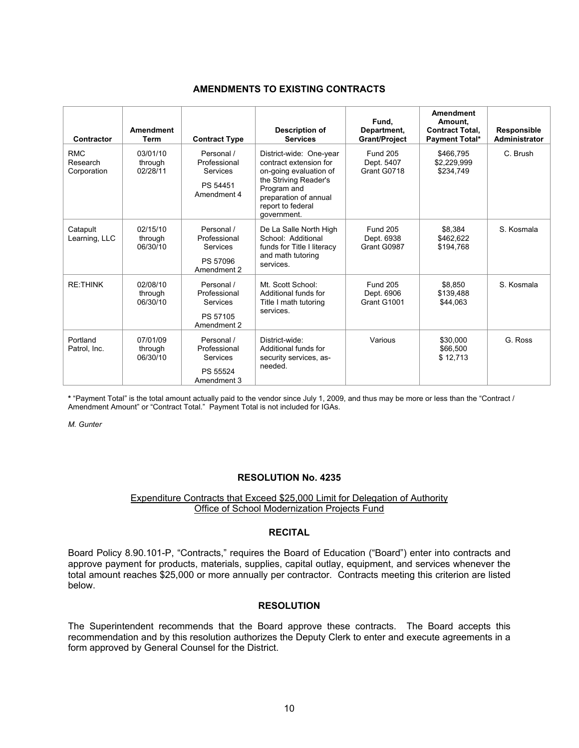### AMENDMENTS TO EXISTING CONTRACTS

| Contractor | Amendment Term | Contract Type | Description of Services | Fund, Department, Grant/Project | Amendment Amount, Contract Total, Payment Total* | Responsible Administrator |
|---|---|---|---|---|---|---|
| RMC Research Corporation | 03/01/10 through 02/28/11 | Personal / Professional Services<br><br>PS 54451 Amendment 4 | District-wide: One-year contract extension for on-going evaluation of the Striving Reader's Program and preparation of annual report to federal government. | Fund 205<br>Dept. 5407<br>Grant G0718 | $466,795<br>$2,229,999<br>$234,749 | C. Brush |
| Catapult Learning, LLC | 02/15/10 through 06/30/10 | Personal / Professional Services<br><br>PS 57096 Amendment 2 | De La Salle North High School: Additional funds for Title I literacy and math tutoring services. | Fund 205<br>Dept. 6938<br>Grant G0987 | $8,384<br>$462,622<br>$194,768 | S. Kosmala |
| RE:THINK | 02/08/10 through 06/30/10 | Personal / Professional Services<br><br>PS 57105 Amendment 2 | Mt. Scott School: Additional funds for Title I math tutoring services. | Fund 205<br>Dept. 6906<br>Grant G1001 | $8,850<br>$139,488<br>$44,063 | S. Kosmala |
| Portland Patrol, Inc. | 07/01/09 through 06/30/10 | Personal / Professional Services<br><br>PS 55524 Amendment 3 | District-wide: Additional funds for security services, as-needed. | Various | $30,000<br>$66,500<br>$ 12,713 | G. Ross |

**\*** "Payment Total" is the total amount actually paid to the vendor since July 1, 2009, and thus may be more or less than the "Contract / Amendment Amount" or "Contract Total." Payment Total is not included for IGAs.

*M. Gunter*

### RESOLUTION No. 4235

Expenditure Contracts that Exceed $25,000 Limit for Delegation of Authority
Office of School Modernization Projects Fund

### RECITAL

Board Policy 8.90.101-P, "Contracts," requires the Board of Education ("Board") enter into contracts and approve payment for products, materials, supplies, capital outlay, equipment, and services whenever the total amount reaches $25,000 or more annually per contractor. Contracts meeting this criterion are listed below.

### RESOLUTION

The Superintendent recommends that the Board approve these contracts. The Board accepts this recommendation and by this resolution authorizes the Deputy Clerk to enter and execute agreements in a form approved by General Counsel for the District.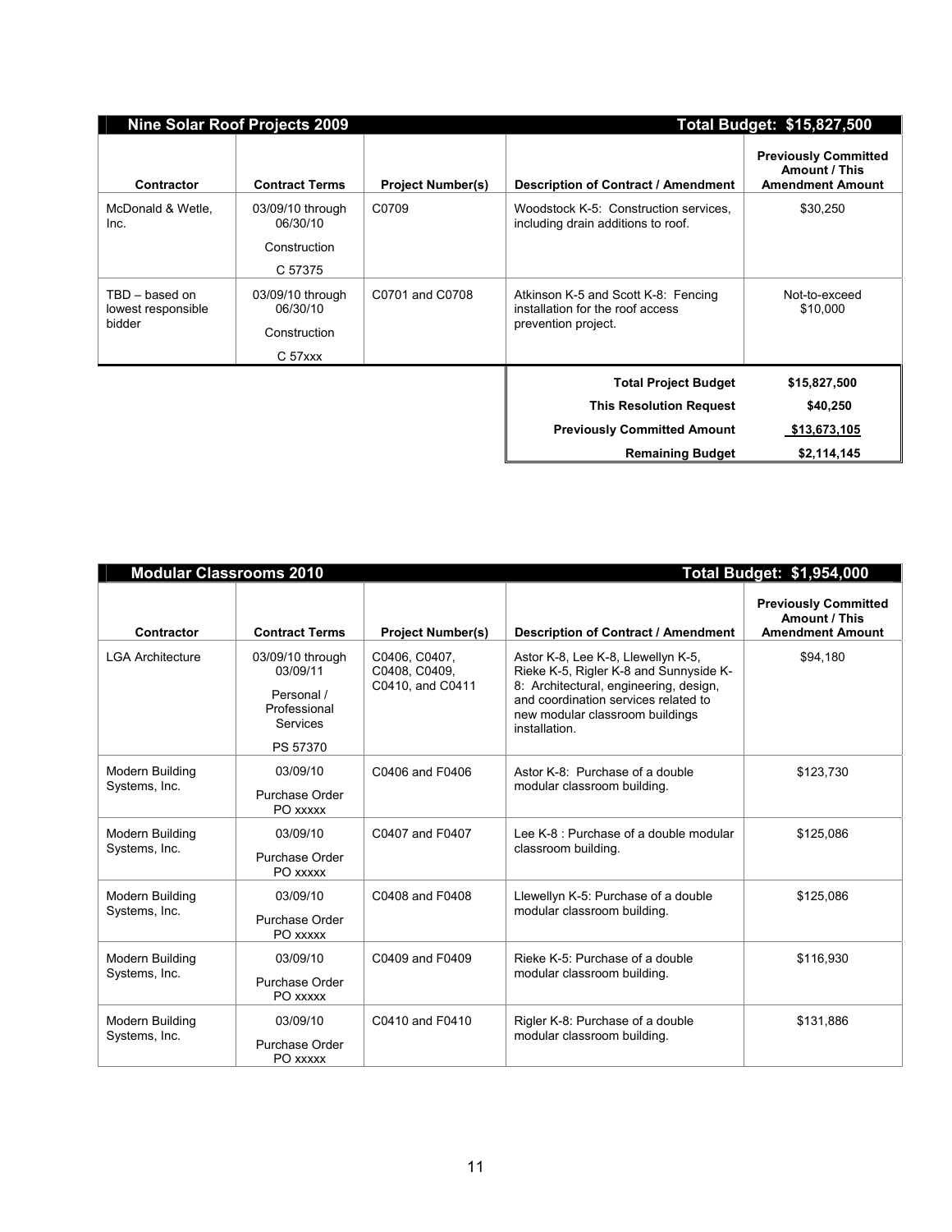| Nine Solar Roof Projects 2009 | | | | Total Budget: $15,827,500 |
|---|---|---|---|---|
| **Contractor** | **Contract Terms** | **Project Number(s)** | **Description of Contract / Amendment** | **Previously Committed Amount / This Amendment Amount** |
| McDonald & Wetle, Inc. | 03/09/10 through 06/30/10<br><br>Construction<br><br>C 57375 | C0709 | Woodstock K-5: Construction services, including drain additions to roof. | $30,250 |
| TBD – based on lowest responsible bidder | 03/09/10 through 06/30/10<br><br>Construction<br><br>C 57xxx | C0701 and C0708 | Atkinson K-5 and Scott K-8: Fencing installation for the roof access prevention project. | Not-to-exceed $10,000 |

| | |
|---|---|
| **Total Project Budget** | **$15,827,500** |
| **This Resolution Request** | **$40,250** |
| **Previously Committed Amount** | **$13,673,105** |
| **Remaining Budget** | **$2,114,145** |

| Modular Classrooms 2010 | | | | Total Budget: $1,954,000 |
|---|---|---|---|---|
| **Contractor** | **Contract Terms** | **Project Number(s)** | **Description of Contract / Amendment** | **Previously Committed Amount / This Amendment Amount** |
| LGA Architecture | 03/09/10 through 03/09/11<br><br>Personal / Professional Services<br><br>PS 57370 | C0406, C0407, C0408, C0409, C0410, and C0411 | Astor K-8, Lee K-8, Llewellyn K-5, Rieke K-5, Rigler K-8 and Sunnyside K-8: Architectural, engineering, design, and coordination services related to new modular classroom buildings installation. | $94,180 |
| Modern Building Systems, Inc. | 03/09/10<br><br>Purchase Order PO xxxxx | C0406 and F0406 | Astor K-8: Purchase of a double modular classroom building. | $123,730 |
| Modern Building Systems, Inc. | 03/09/10<br><br>Purchase Order PO xxxxx | C0407 and F0407 | Lee K-8 : Purchase of a double modular classroom building. | $125,086 |
| Modern Building Systems, Inc. | 03/09/10<br><br>Purchase Order PO xxxxx | C0408 and F0408 | Llewellyn K-5: Purchase of a double modular classroom building. | $125,086 |
| Modern Building Systems, Inc. | 03/09/10<br><br>Purchase Order PO xxxxx | C0409 and F0409 | Rieke K-5: Purchase of a double modular classroom building. | $116,930 |
| Modern Building Systems, Inc. | 03/09/10<br><br>Purchase Order PO xxxxx | C0410 and F0410 | Rigler K-8: Purchase of a double modular classroom building. | $131,886 |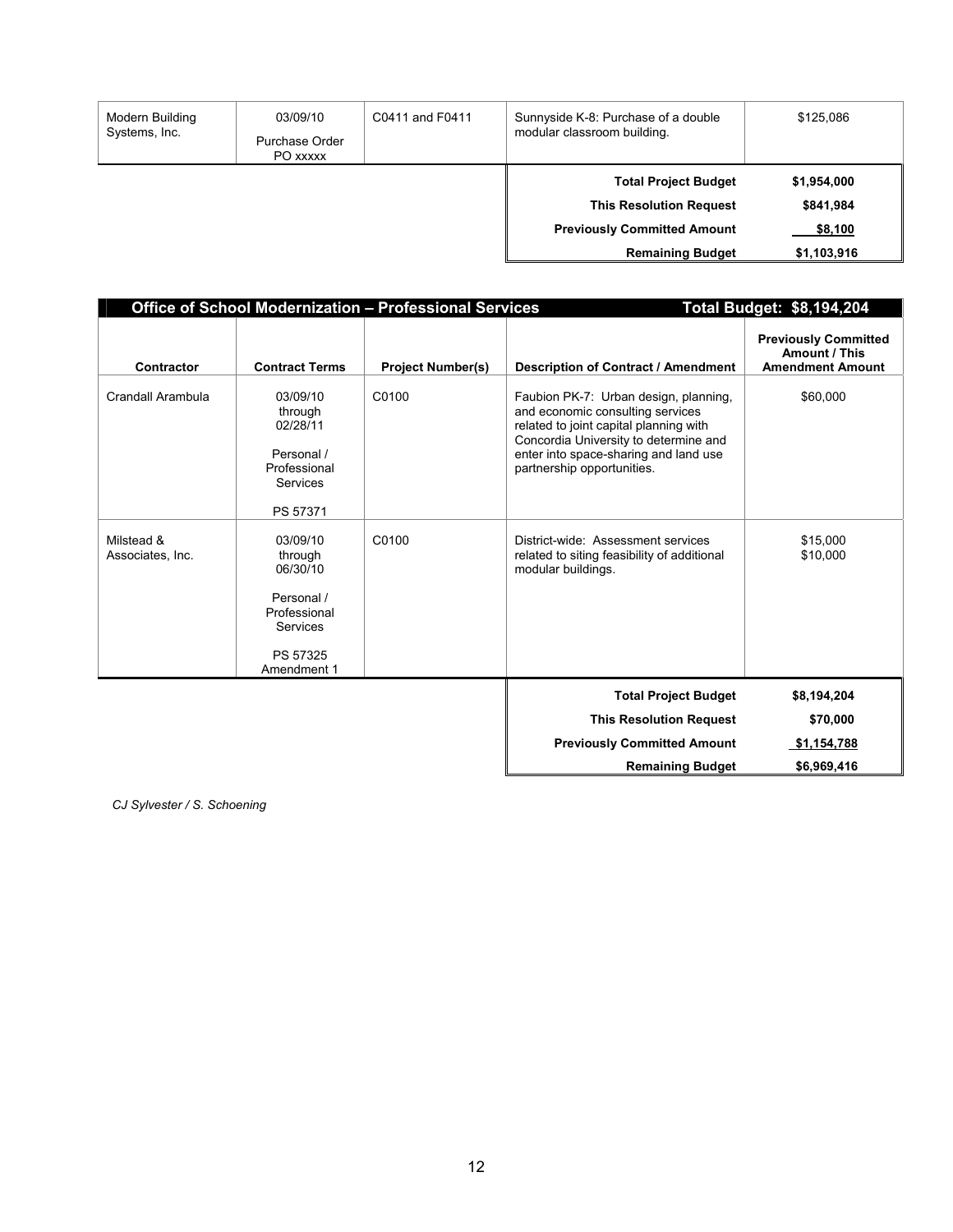| Contractor | Contract Terms | Project Number(s) | Description of Contract / Amendment | Previously Committed Amount / This Amendment Amount |
|---|---|---|---|---|
| Modern Building Systems, Inc. | 03/09/10<br>Purchase Order<br>PO xxxxx | C0411 and F0411 | Sunnyside K-8: Purchase of a double modular classroom building. | $125,086 |
| | | | **Total Project Budget** | **$1,954,000** |
| | | | **This Resolution Request** | **$841,984** |
| | | | **Previously Committed Amount** | **$8,100** |
| | | | **Remaining Budget** | **$1,103,916** |

| Office of School Modernization – Professional Services | | | | Total Budget: $8,194,204 |
|---|---|---|---|---|
| **Contractor** | **Contract Terms** | **Project Number(s)** | **Description of Contract / Amendment** | **Previously Committed Amount / This Amendment Amount** |
| Crandall Arambula | 03/09/10 through 02/28/11<br><br>Personal / Professional Services<br><br>PS 57371 | C0100 | Faubion PK-7: Urban design, planning, and economic consulting services related to joint capital planning with Concordia University to determine and enter into space-sharing and land use partnership opportunities. | $60,000 |
| Milstead & Associates, Inc. | 03/09/10 through 06/30/10<br><br>Personal / Professional Services<br><br>PS 57325 Amendment 1 | C0100 | District-wide: Assessment services related to siting feasibility of additional modular buildings. | $15,000<br>$10,000 |
| | | | **Total Project Budget** | **$8,194,204** |
| | | | **This Resolution Request** | **$70,000** |
| | | | **Previously Committed Amount** | **$1,154,788** |
| | | | **Remaining Budget** | **$6,969,416** |

*CJ Sylvester / S. Schoening*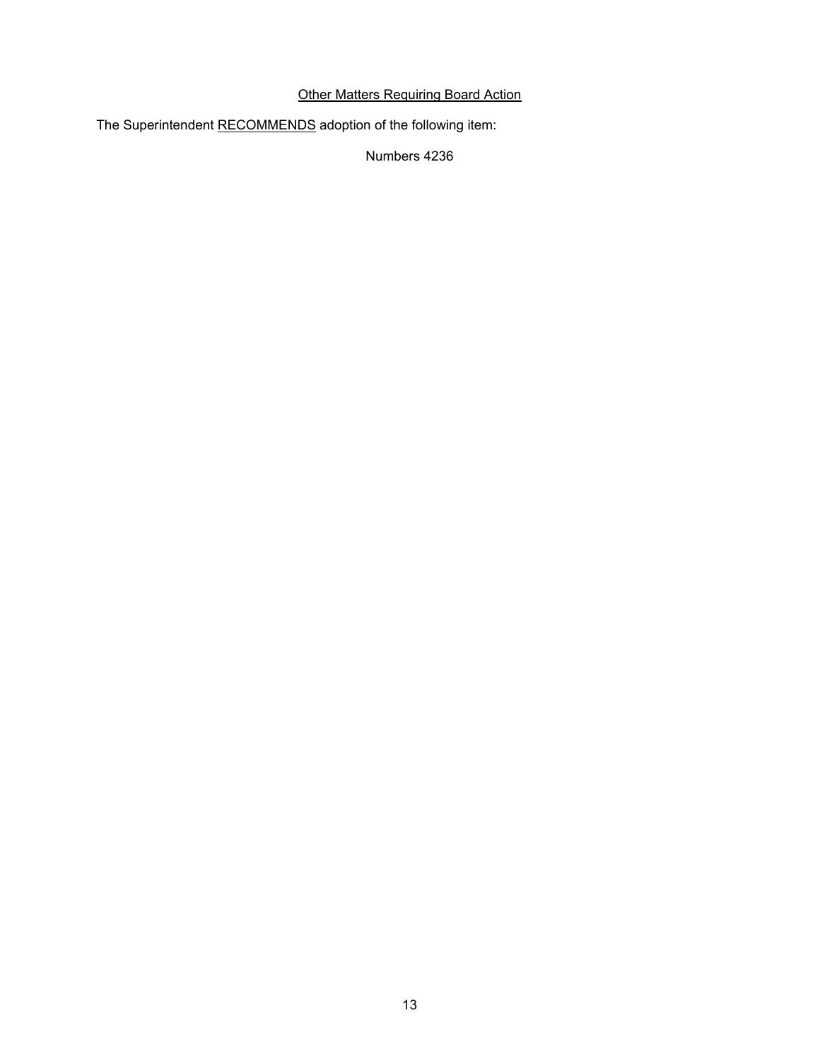Other Matters Requiring Board Action

The Superintendent RECOMMENDS adoption of the following item:

Numbers 4236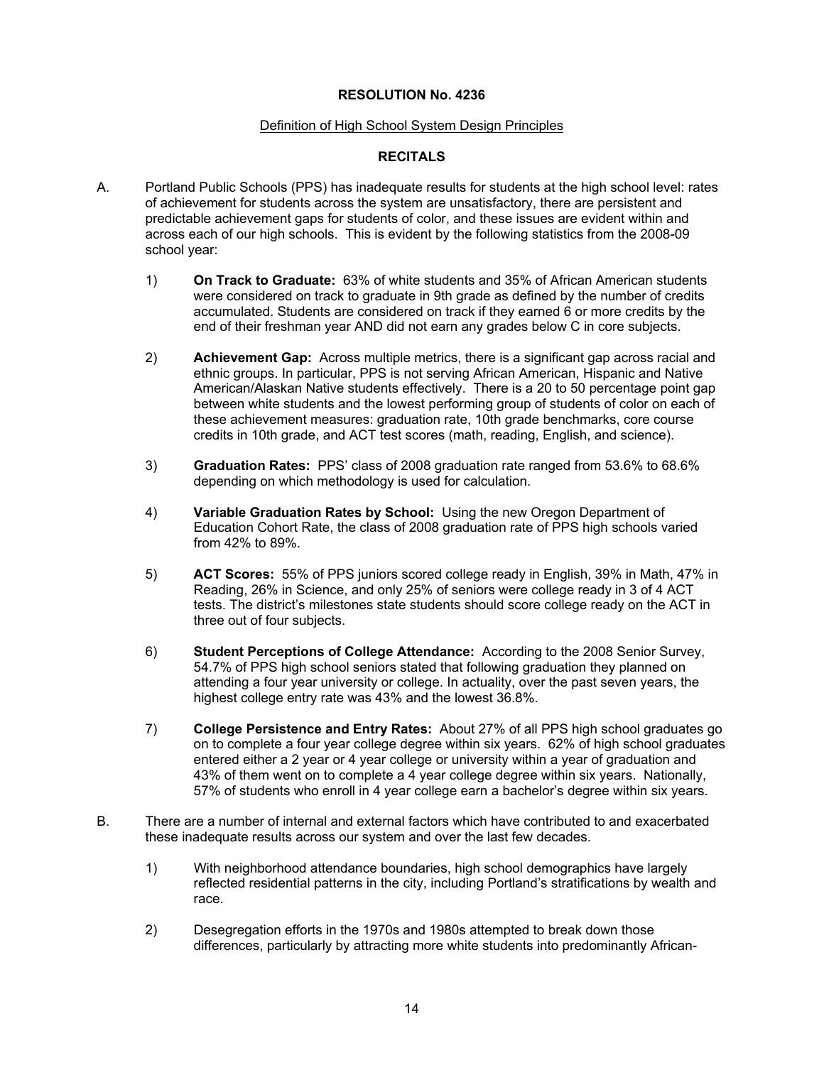**RESOLUTION No. 4236**

Definition of High School System Design Principles

**RECITALS**

A. Portland Public Schools (PPS) has inadequate results for students at the high school level: rates of achievement for students across the system are unsatisfactory, there are persistent and predictable achievement gaps for students of color, and these issues are evident within and across each of our high schools. This is evident by the following statistics from the 2008-09 school year:

1) **On Track to Graduate:** 63% of white students and 35% of African American students were considered on track to graduate in 9th grade as defined by the number of credits accumulated. Students are considered on track if they earned 6 or more credits by the end of their freshman year AND did not earn any grades below C in core subjects.

2) **Achievement Gap:** Across multiple metrics, there is a significant gap across racial and ethnic groups. In particular, PPS is not serving African American, Hispanic and Native American/Alaskan Native students effectively. There is a 20 to 50 percentage point gap between white students and the lowest performing group of students of color on each of these achievement measures: graduation rate, 10th grade benchmarks, core course credits in 10th grade, and ACT test scores (math, reading, English, and science).

3) **Graduation Rates:** PPS' class of 2008 graduation rate ranged from 53.6% to 68.6% depending on which methodology is used for calculation.

4) **Variable Graduation Rates by School:** Using the new Oregon Department of Education Cohort Rate, the class of 2008 graduation rate of PPS high schools varied from 42% to 89%.

5) **ACT Scores:** 55% of PPS juniors scored college ready in English, 39% in Math, 47% in Reading, 26% in Science, and only 25% of seniors were college ready in 3 of 4 ACT tests. The district's milestones state students should score college ready on the ACT in three out of four subjects.

6) **Student Perceptions of College Attendance:** According to the 2008 Senior Survey, 54.7% of PPS high school seniors stated that following graduation they planned on attending a four year university or college. In actuality, over the past seven years, the highest college entry rate was 43% and the lowest 36.8%.

7) **College Persistence and Entry Rates:** About 27% of all PPS high school graduates go on to complete a four year college degree within six years. 62% of high school graduates entered either a 2 year or 4 year college or university within a year of graduation and 43% of them went on to complete a 4 year college degree within six years. Nationally, 57% of students who enroll in 4 year college earn a bachelor's degree within six years.

B. There are a number of internal and external factors which have contributed to and exacerbated these inadequate results across our system and over the last few decades.

1) With neighborhood attendance boundaries, high school demographics have largely reflected residential patterns in the city, including Portland's stratifications by wealth and race.

2) Desegregation efforts in the 1970s and 1980s attempted to break down those differences, particularly by attracting more white students into predominantly African-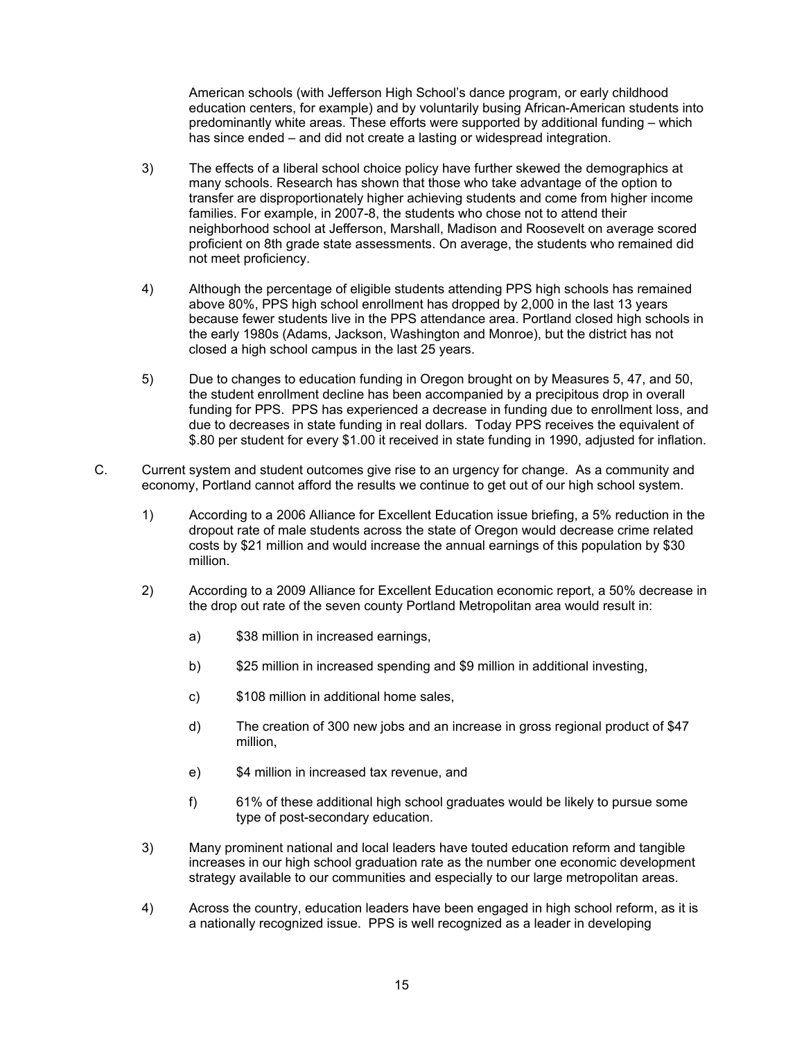American schools (with Jefferson High School's dance program, or early childhood education centers, for example) and by voluntarily busing African-American students into predominantly white areas. These efforts were supported by additional funding – which has since ended – and did not create a lasting or widespread integration.

3) The effects of a liberal school choice policy have further skewed the demographics at many schools. Research has shown that those who take advantage of the option to transfer are disproportionately higher achieving students and come from higher income families. For example, in 2007-8, the students who chose not to attend their neighborhood school at Jefferson, Marshall, Madison and Roosevelt on average scored proficient on 8th grade state assessments. On average, the students who remained did not meet proficiency.

4) Although the percentage of eligible students attending PPS high schools has remained above 80%, PPS high school enrollment has dropped by 2,000 in the last 13 years because fewer students live in the PPS attendance area. Portland closed high schools in the early 1980s (Adams, Jackson, Washington and Monroe), but the district has not closed a high school campus in the last 25 years.

5) Due to changes to education funding in Oregon brought on by Measures 5, 47, and 50, the student enrollment decline has been accompanied by a precipitous drop in overall funding for PPS. PPS has experienced a decrease in funding due to enrollment loss, and due to decreases in state funding in real dollars. Today PPS receives the equivalent of $.80 per student for every $1.00 it received in state funding in 1990, adjusted for inflation.

C. Current system and student outcomes give rise to an urgency for change. As a community and economy, Portland cannot afford the results we continue to get out of our high school system.

1) According to a 2006 Alliance for Excellent Education issue briefing, a 5% reduction in the dropout rate of male students across the state of Oregon would decrease crime related costs by $21 million and would increase the annual earnings of this population by $30 million.

2) According to a 2009 Alliance for Excellent Education economic report, a 50% decrease in the drop out rate of the seven county Portland Metropolitan area would result in:

a) $38 million in increased earnings,

b) $25 million in increased spending and $9 million in additional investing,

c) $108 million in additional home sales,

d) The creation of 300 new jobs and an increase in gross regional product of $47 million,

e) $4 million in increased tax revenue, and

f) 61% of these additional high school graduates would be likely to pursue some type of post-secondary education.

3) Many prominent national and local leaders have touted education reform and tangible increases in our high school graduation rate as the number one economic development strategy available to our communities and especially to our large metropolitan areas.

4) Across the country, education leaders have been engaged in high school reform, as it is a nationally recognized issue. PPS is well recognized as a leader in developing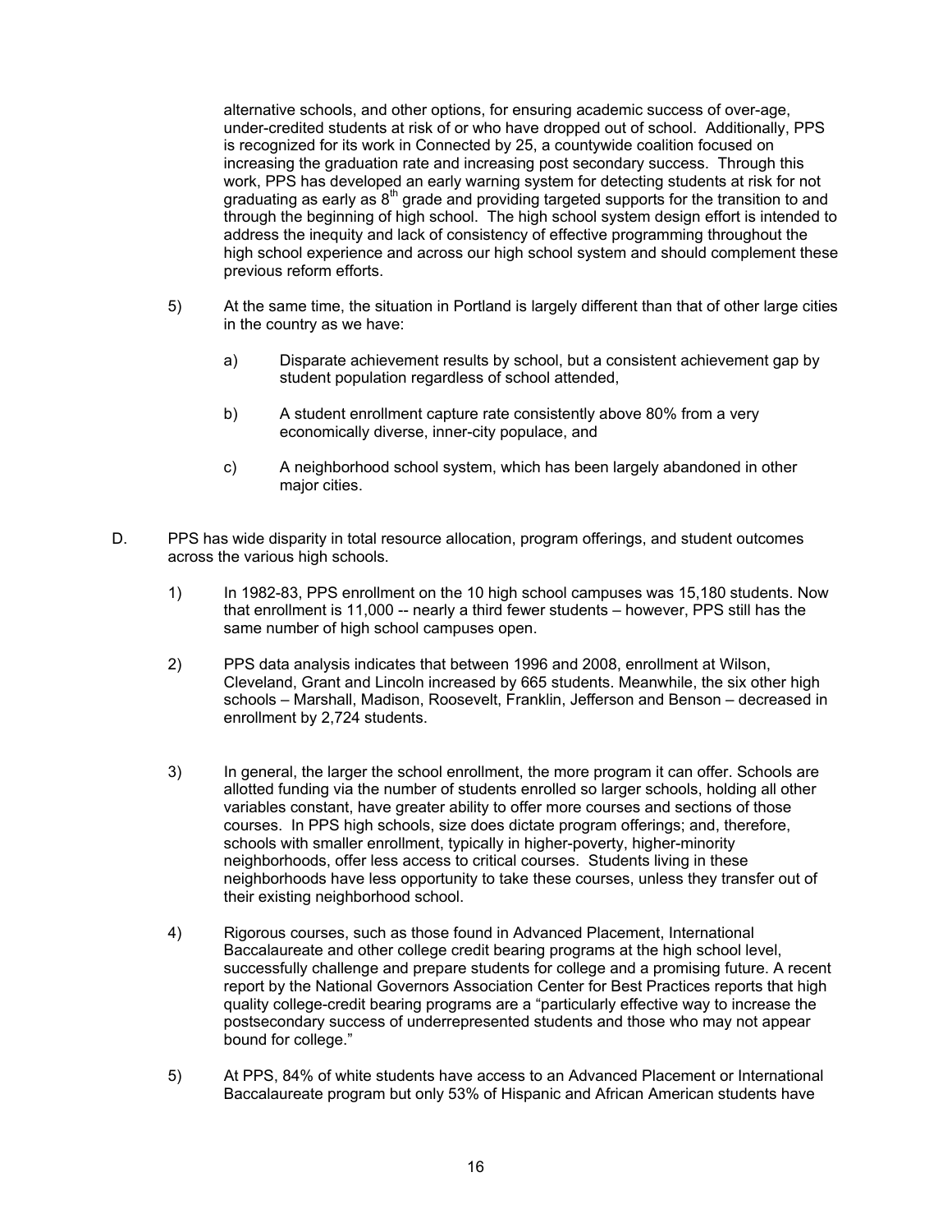alternative schools, and other options, for ensuring academic success of over-age, under-credited students at risk of or who have dropped out of school. Additionally, PPS is recognized for its work in Connected by 25, a countywide coalition focused on increasing the graduation rate and increasing post secondary success. Through this work, PPS has developed an early warning system for detecting students at risk for not graduating as early as 8th grade and providing targeted supports for the transition to and through the beginning of high school. The high school system design effort is intended to address the inequity and lack of consistency of effective programming throughout the high school experience and across our high school system and should complement these previous reform efforts.

5) At the same time, the situation in Portland is largely different than that of other large cities in the country as we have:

   a) Disparate achievement results by school, but a consistent achievement gap by student population regardless of school attended,

   b) A student enrollment capture rate consistently above 80% from a very economically diverse, inner-city populace, and

   c) A neighborhood school system, which has been largely abandoned in other major cities.

D. PPS has wide disparity in total resource allocation, program offerings, and student outcomes across the various high schools.

1) In 1982-83, PPS enrollment on the 10 high school campuses was 15,180 students. Now that enrollment is 11,000 -- nearly a third fewer students – however, PPS still has the same number of high school campuses open.

2) PPS data analysis indicates that between 1996 and 2008, enrollment at Wilson, Cleveland, Grant and Lincoln increased by 665 students. Meanwhile, the six other high schools – Marshall, Madison, Roosevelt, Franklin, Jefferson and Benson – decreased in enrollment by 2,724 students.

3) In general, the larger the school enrollment, the more program it can offer. Schools are allotted funding via the number of students enrolled so larger schools, holding all other variables constant, have greater ability to offer more courses and sections of those courses. In PPS high schools, size does dictate program offerings; and, therefore, schools with smaller enrollment, typically in higher-poverty, higher-minority neighborhoods, offer less access to critical courses. Students living in these neighborhoods have less opportunity to take these courses, unless they transfer out of their existing neighborhood school.

4) Rigorous courses, such as those found in Advanced Placement, International Baccalaureate and other college credit bearing programs at the high school level, successfully challenge and prepare students for college and a promising future. A recent report by the National Governors Association Center for Best Practices reports that high quality college-credit bearing programs are a "particularly effective way to increase the postsecondary success of underrepresented students and those who may not appear bound for college."

5) At PPS, 84% of white students have access to an Advanced Placement or International Baccalaureate program but only 53% of Hispanic and African American students have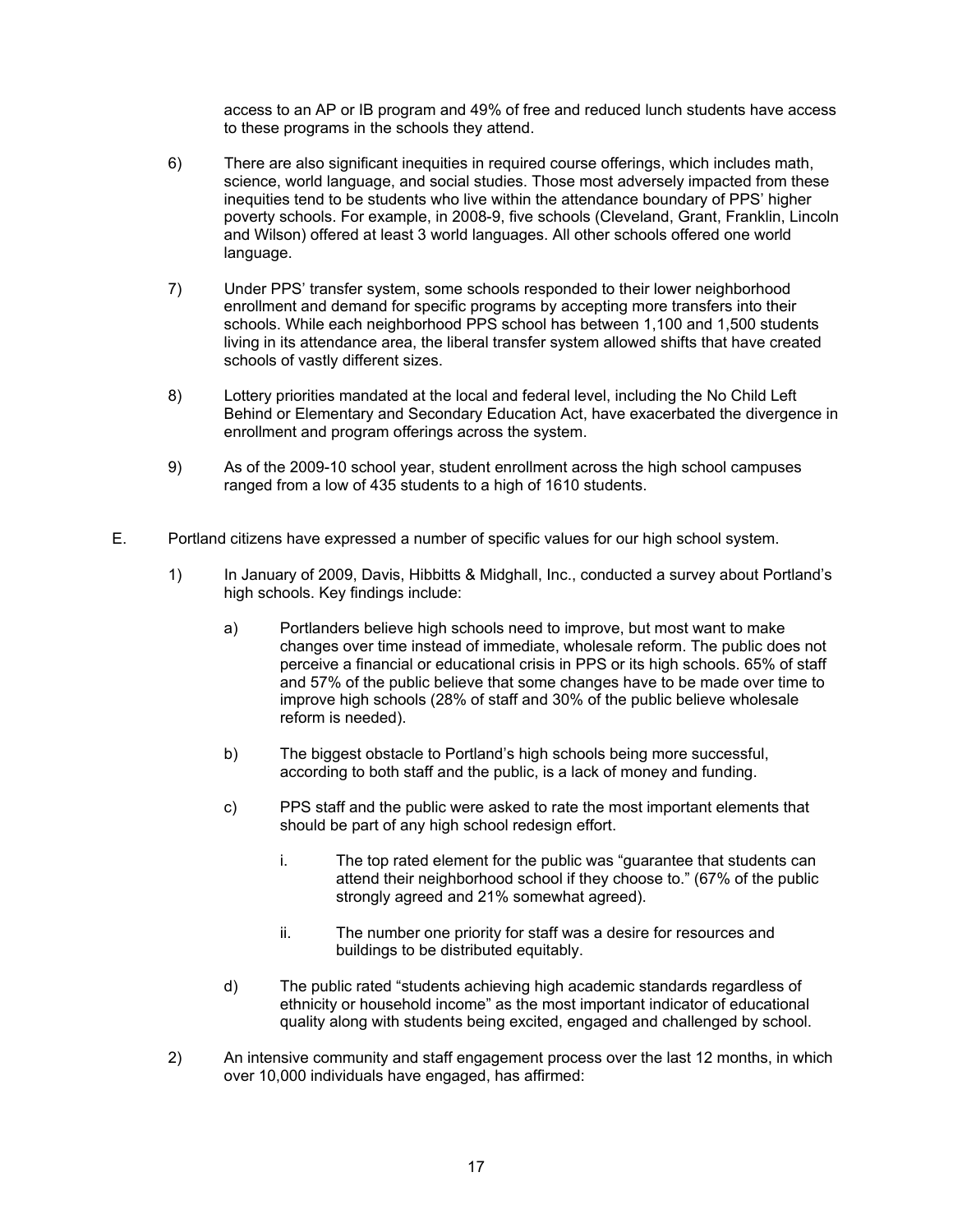access to an AP or IB program and 49% of free and reduced lunch students have access to these programs in the schools they attend.

6) There are also significant inequities in required course offerings, which includes math, science, world language, and social studies. Those most adversely impacted from these inequities tend to be students who live within the attendance boundary of PPS' higher poverty schools. For example, in 2008-9, five schools (Cleveland, Grant, Franklin, Lincoln and Wilson) offered at least 3 world languages. All other schools offered one world language.

7) Under PPS' transfer system, some schools responded to their lower neighborhood enrollment and demand for specific programs by accepting more transfers into their schools. While each neighborhood PPS school has between 1,100 and 1,500 students living in its attendance area, the liberal transfer system allowed shifts that have created schools of vastly different sizes.

8) Lottery priorities mandated at the local and federal level, including the No Child Left Behind or Elementary and Secondary Education Act, have exacerbated the divergence in enrollment and program offerings across the system.

9) As of the 2009-10 school year, student enrollment across the high school campuses ranged from a low of 435 students to a high of 1610 students.

E. Portland citizens have expressed a number of specific values for our high school system.

1) In January of 2009, Davis, Hibbitts & Midghall, Inc., conducted a survey about Portland's high schools. Key findings include:

a) Portlanders believe high schools need to improve, but most want to make changes over time instead of immediate, wholesale reform. The public does not perceive a financial or educational crisis in PPS or its high schools. 65% of staff and 57% of the public believe that some changes have to be made over time to improve high schools (28% of staff and 30% of the public believe wholesale reform is needed).

b) The biggest obstacle to Portland's high schools being more successful, according to both staff and the public, is a lack of money and funding.

c) PPS staff and the public were asked to rate the most important elements that should be part of any high school redesign effort.

i. The top rated element for the public was "guarantee that students can attend their neighborhood school if they choose to." (67% of the public strongly agreed and 21% somewhat agreed).

ii. The number one priority for staff was a desire for resources and buildings to be distributed equitably.

d) The public rated "students achieving high academic standards regardless of ethnicity or household income" as the most important indicator of educational quality along with students being excited, engaged and challenged by school.

2) An intensive community and staff engagement process over the last 12 months, in which over 10,000 individuals have engaged, has affirmed: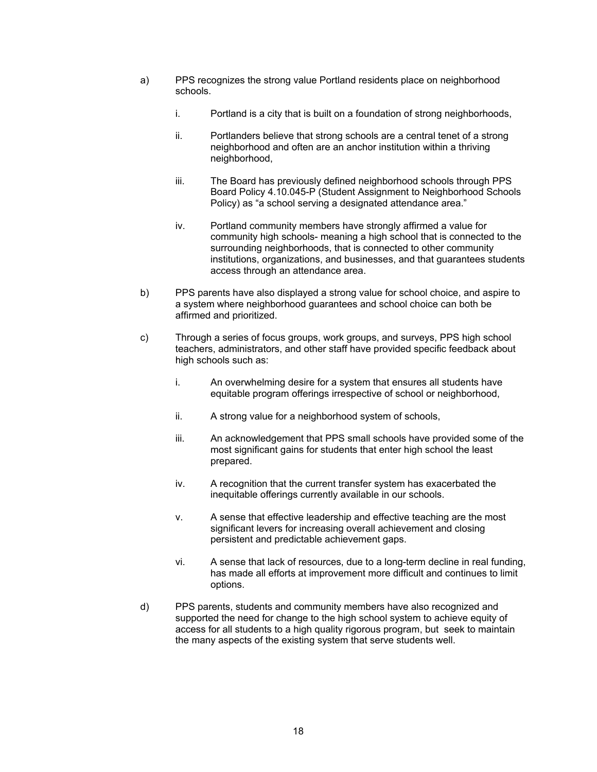a) PPS recognizes the strong value Portland residents place on neighborhood schools.

   i. Portland is a city that is built on a foundation of strong neighborhoods,

   ii. Portlanders believe that strong schools are a central tenet of a strong neighborhood and often are an anchor institution within a thriving neighborhood,

   iii. The Board has previously defined neighborhood schools through PPS Board Policy 4.10.045-P (Student Assignment to Neighborhood Schools Policy) as "a school serving a designated attendance area."

   iv. Portland community members have strongly affirmed a value for community high schools- meaning a high school that is connected to the surrounding neighborhoods, that is connected to other community institutions, organizations, and businesses, and that guarantees students access through an attendance area.

b) PPS parents have also displayed a strong value for school choice, and aspire to a system where neighborhood guarantees and school choice can both be affirmed and prioritized.

c) Through a series of focus groups, work groups, and surveys, PPS high school teachers, administrators, and other staff have provided specific feedback about high schools such as:

   i. An overwhelming desire for a system that ensures all students have equitable program offerings irrespective of school or neighborhood,

   ii. A strong value for a neighborhood system of schools,

   iii. An acknowledgement that PPS small schools have provided some of the most significant gains for students that enter high school the least prepared.

   iv. A recognition that the current transfer system has exacerbated the inequitable offerings currently available in our schools.

   v. A sense that effective leadership and effective teaching are the most significant levers for increasing overall achievement and closing persistent and predictable achievement gaps.

   vi. A sense that lack of resources, due to a long-term decline in real funding, has made all efforts at improvement more difficult and continues to limit options.

d) PPS parents, students and community members have also recognized and supported the need for change to the high school system to achieve equity of access for all students to a high quality rigorous program, but seek to maintain the many aspects of the existing system that serve students well.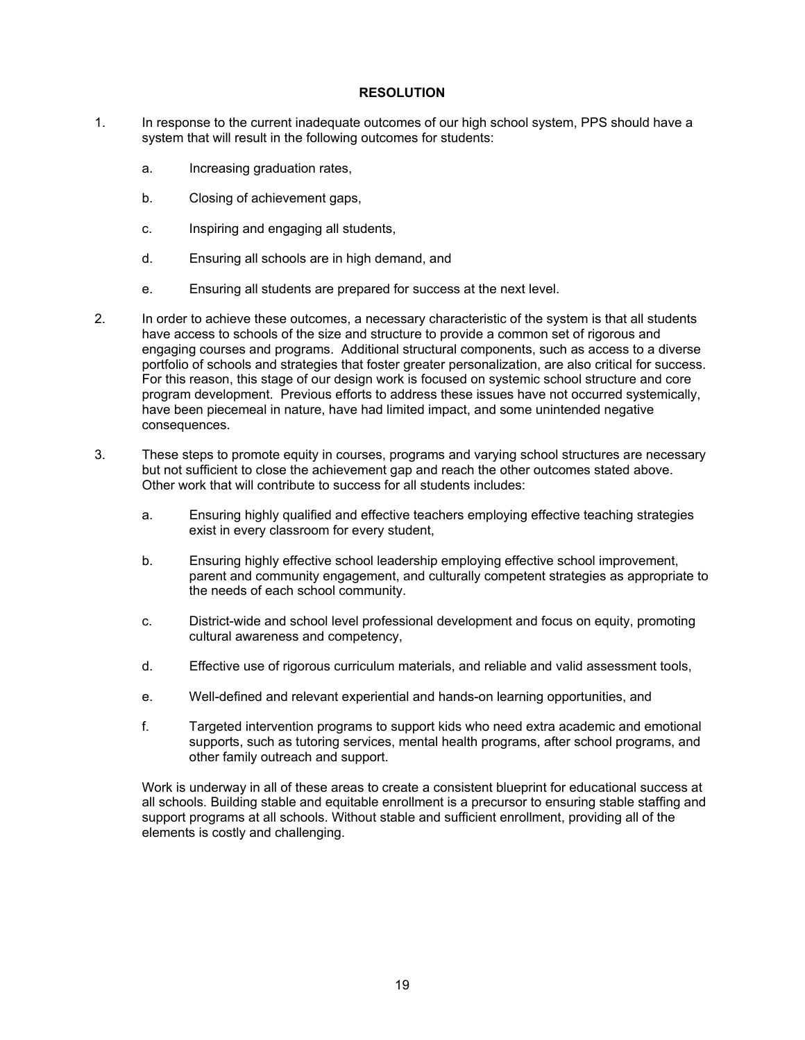## RESOLUTION

1. In response to the current inadequate outcomes of our high school system, PPS should have a system that will result in the following outcomes for students:

   a. Increasing graduation rates,

   b. Closing of achievement gaps,

   c. Inspiring and engaging all students,

   d. Ensuring all schools are in high demand, and

   e. Ensuring all students are prepared for success at the next level.

2. In order to achieve these outcomes, a necessary characteristic of the system is that all students have access to schools of the size and structure to provide a common set of rigorous and engaging courses and programs. Additional structural components, such as access to a diverse portfolio of schools and strategies that foster greater personalization, are also critical for success. For this reason, this stage of our design work is focused on systemic school structure and core program development. Previous efforts to address these issues have not occurred systemically, have been piecemeal in nature, have had limited impact, and some unintended negative consequences.

3. These steps to promote equity in courses, programs and varying school structures are necessary but not sufficient to close the achievement gap and reach the other outcomes stated above. Other work that will contribute to success for all students includes:

   a. Ensuring highly qualified and effective teachers employing effective teaching strategies exist in every classroom for every student,

   b. Ensuring highly effective school leadership employing effective school improvement, parent and community engagement, and culturally competent strategies as appropriate to the needs of each school community.

   c. District-wide and school level professional development and focus on equity, promoting cultural awareness and competency,

   d. Effective use of rigorous curriculum materials, and reliable and valid assessment tools,

   e. Well-defined and relevant experiential and hands-on learning opportunities, and

   f. Targeted intervention programs to support kids who need extra academic and emotional supports, such as tutoring services, mental health programs, after school programs, and other family outreach and support.

   Work is underway in all of these areas to create a consistent blueprint for educational success at all schools. Building stable and equitable enrollment is a precursor to ensuring stable staffing and support programs at all schools. Without stable and sufficient enrollment, providing all of the elements is costly and challenging.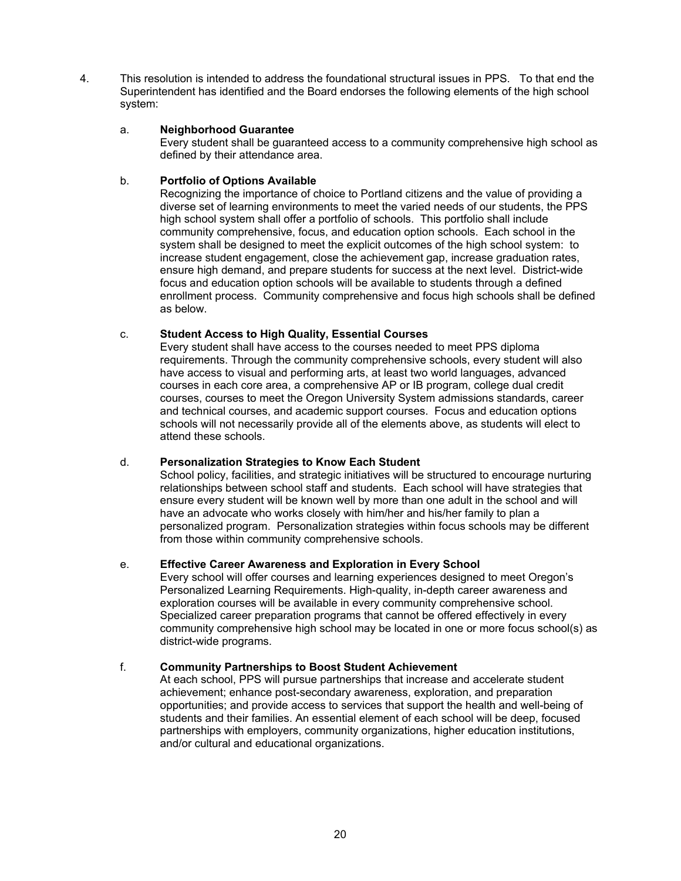4. This resolution is intended to address the foundational structural issues in PPS. To that end the Superintendent has identified and the Board endorses the following elements of the high school system:

   a. **Neighborhood Guarantee**
   Every student shall be guaranteed access to a community comprehensive high school as defined by their attendance area.

   b. **Portfolio of Options Available**
   Recognizing the importance of choice to Portland citizens and the value of providing a diverse set of learning environments to meet the varied needs of our students, the PPS high school system shall offer a portfolio of schools. This portfolio shall include community comprehensive, focus, and education option schools. Each school in the system shall be designed to meet the explicit outcomes of the high school system: to increase student engagement, close the achievement gap, increase graduation rates, ensure high demand, and prepare students for success at the next level. District-wide focus and education option schools will be available to students through a defined enrollment process. Community comprehensive and focus high schools shall be defined as below.

   c. **Student Access to High Quality, Essential Courses**
   Every student shall have access to the courses needed to meet PPS diploma requirements. Through the community comprehensive schools, every student will also have access to visual and performing arts, at least two world languages, advanced courses in each core area, a comprehensive AP or IB program, college dual credit courses, courses to meet the Oregon University System admissions standards, career and technical courses, and academic support courses. Focus and education options schools will not necessarily provide all of the elements above, as students will elect to attend these schools.

   d. **Personalization Strategies to Know Each Student**
   School policy, facilities, and strategic initiatives will be structured to encourage nurturing relationships between school staff and students. Each school will have strategies that ensure every student will be known well by more than one adult in the school and will have an advocate who works closely with him/her and his/her family to plan a personalized program. Personalization strategies within focus schools may be different from those within community comprehensive schools.

   e. **Effective Career Awareness and Exploration in Every School**
   Every school will offer courses and learning experiences designed to meet Oregon's Personalized Learning Requirements. High-quality, in-depth career awareness and exploration courses will be available in every community comprehensive school. Specialized career preparation programs that cannot be offered effectively in every community comprehensive high school may be located in one or more focus school(s) as district-wide programs.

   f. **Community Partnerships to Boost Student Achievement**
   At each school, PPS will pursue partnerships that increase and accelerate student achievement; enhance post-secondary awareness, exploration, and preparation opportunities; and provide access to services that support the health and well-being of students and their families. An essential element of each school will be deep, focused partnerships with employers, community organizations, higher education institutions, and/or cultural and educational organizations.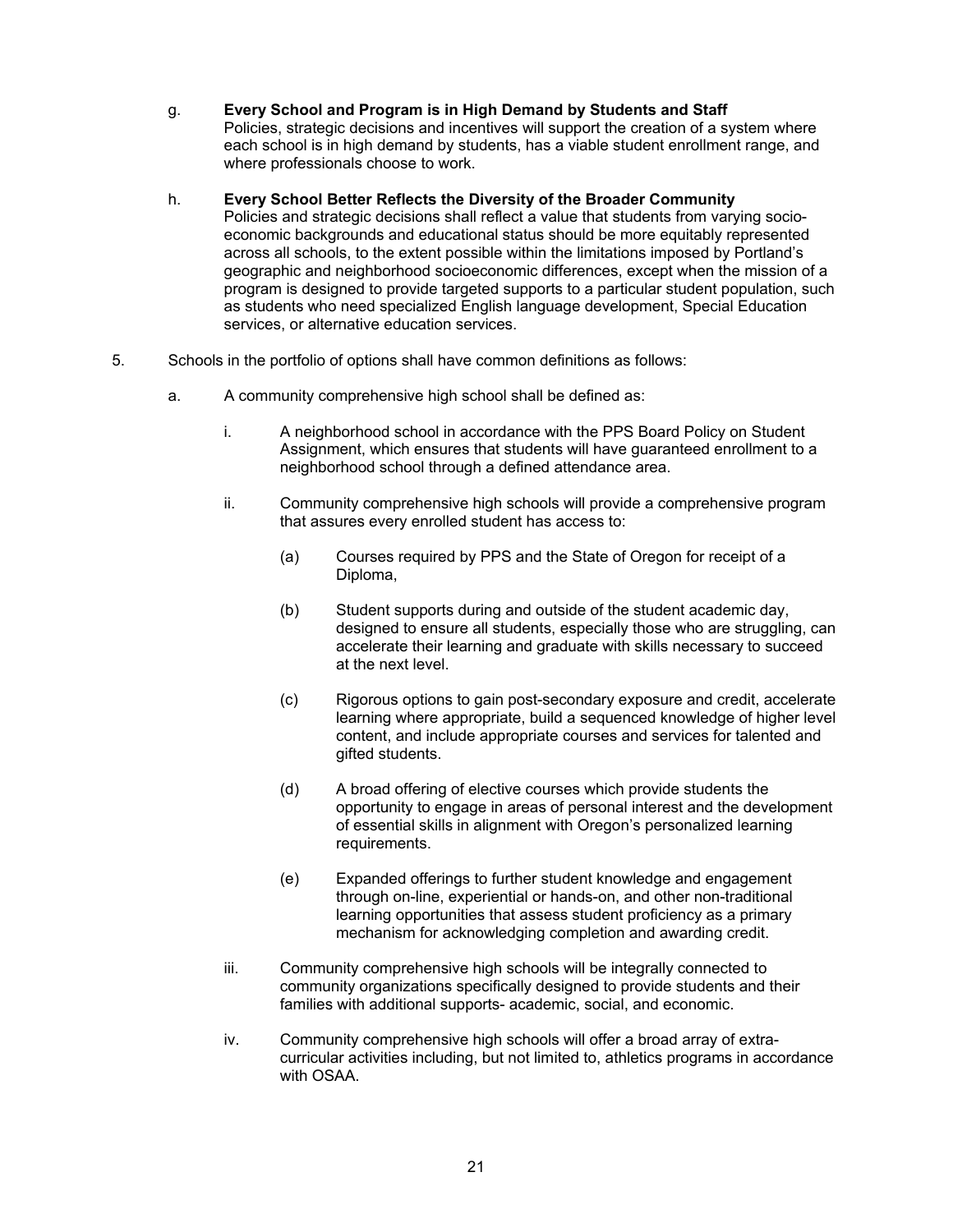g. **Every School and Program is in High Demand by Students and Staff**
Policies, strategic decisions and incentives will support the creation of a system where each school is in high demand by students, has a viable student enrollment range, and where professionals choose to work.

h. **Every School Better Reflects the Diversity of the Broader Community**
Policies and strategic decisions shall reflect a value that students from varying socio-economic backgrounds and educational status should be more equitably represented across all schools, to the extent possible within the limitations imposed by Portland's geographic and neighborhood socioeconomic differences, except when the mission of a program is designed to provide targeted supports to a particular student population, such as students who need specialized English language development, Special Education services, or alternative education services.

5. Schools in the portfolio of options shall have common definitions as follows:

   a. A community comprehensive high school shall be defined as:

      i. A neighborhood school in accordance with the PPS Board Policy on Student Assignment, which ensures that students will have guaranteed enrollment to a neighborhood school through a defined attendance area.

      ii. Community comprehensive high schools will provide a comprehensive program that assures every enrolled student has access to:

         (a) Courses required by PPS and the State of Oregon for receipt of a Diploma,

         (b) Student supports during and outside of the student academic day, designed to ensure all students, especially those who are struggling, can accelerate their learning and graduate with skills necessary to succeed at the next level.

         (c) Rigorous options to gain post-secondary exposure and credit, accelerate learning where appropriate, build a sequenced knowledge of higher level content, and include appropriate courses and services for talented and gifted students.

         (d) A broad offering of elective courses which provide students the opportunity to engage in areas of personal interest and the development of essential skills in alignment with Oregon's personalized learning requirements.

         (e) Expanded offerings to further student knowledge and engagement through on-line, experiential or hands-on, and other non-traditional learning opportunities that assess student proficiency as a primary mechanism for acknowledging completion and awarding credit.

      iii. Community comprehensive high schools will be integrally connected to community organizations specifically designed to provide students and their families with additional supports- academic, social, and economic.

      iv. Community comprehensive high schools will offer a broad array of extra-curricular activities including, but not limited to, athletics programs in accordance with OSAA.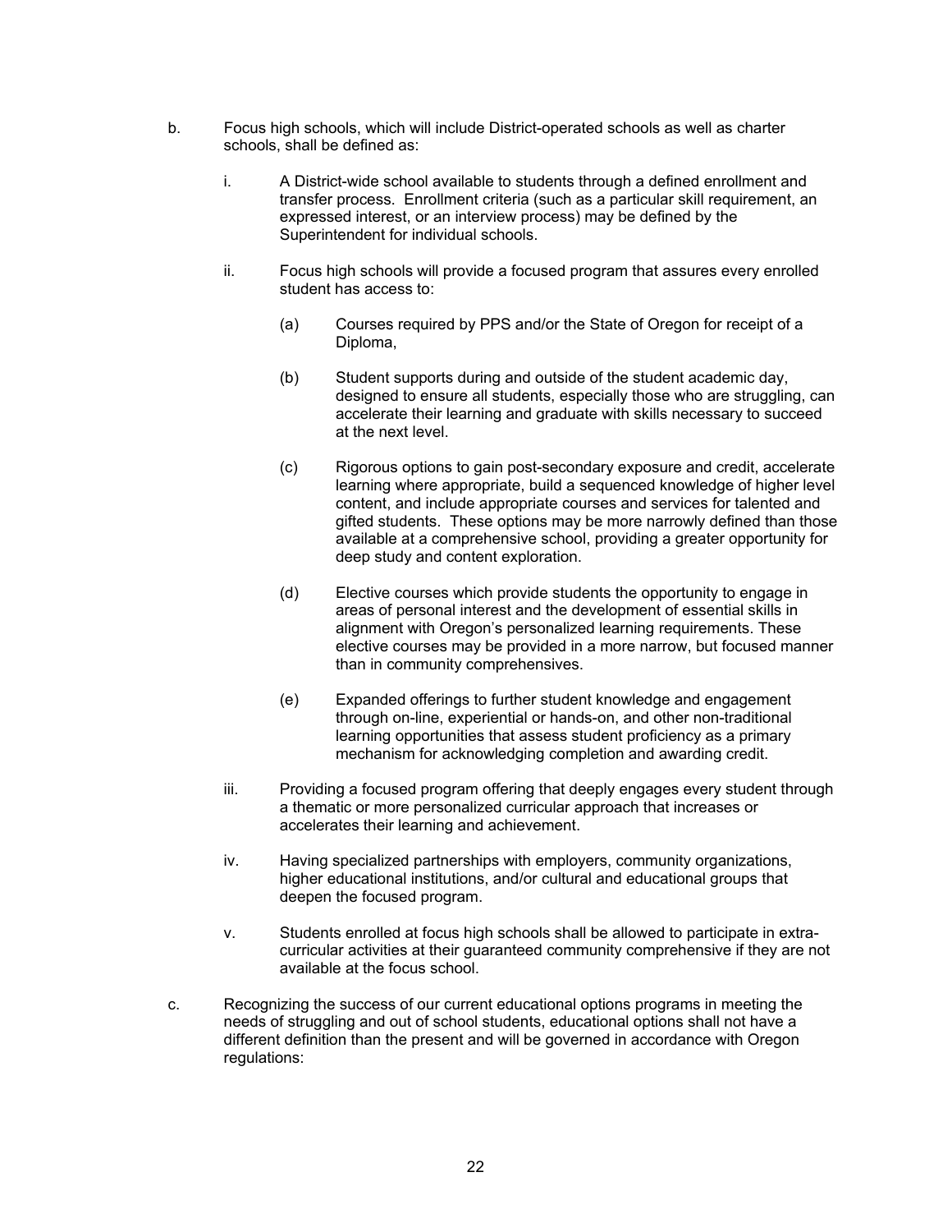b. Focus high schools, which will include District-operated schools as well as charter schools, shall be defined as:

   i. A District-wide school available to students through a defined enrollment and transfer process. Enrollment criteria (such as a particular skill requirement, an expressed interest, or an interview process) may be defined by the Superintendent for individual schools.

   ii. Focus high schools will provide a focused program that assures every enrolled student has access to:

      (a) Courses required by PPS and/or the State of Oregon for receipt of a Diploma,

      (b) Student supports during and outside of the student academic day, designed to ensure all students, especially those who are struggling, can accelerate their learning and graduate with skills necessary to succeed at the next level.

      (c) Rigorous options to gain post-secondary exposure and credit, accelerate learning where appropriate, build a sequenced knowledge of higher level content, and include appropriate courses and services for talented and gifted students. These options may be more narrowly defined than those available at a comprehensive school, providing a greater opportunity for deep study and content exploration.

      (d) Elective courses which provide students the opportunity to engage in areas of personal interest and the development of essential skills in alignment with Oregon's personalized learning requirements. These elective courses may be provided in a more narrow, but focused manner than in community comprehensives.

      (e) Expanded offerings to further student knowledge and engagement through on-line, experiential or hands-on, and other non-traditional learning opportunities that assess student proficiency as a primary mechanism for acknowledging completion and awarding credit.

   iii. Providing a focused program offering that deeply engages every student through a thematic or more personalized curricular approach that increases or accelerates their learning and achievement.

   iv. Having specialized partnerships with employers, community organizations, higher educational institutions, and/or cultural and educational groups that deepen the focused program.

   v. Students enrolled at focus high schools shall be allowed to participate in extra-curricular activities at their guaranteed community comprehensive if they are not available at the focus school.

c. Recognizing the success of our current educational options programs in meeting the needs of struggling and out of school students, educational options shall not have a different definition than the present and will be governed in accordance with Oregon regulations: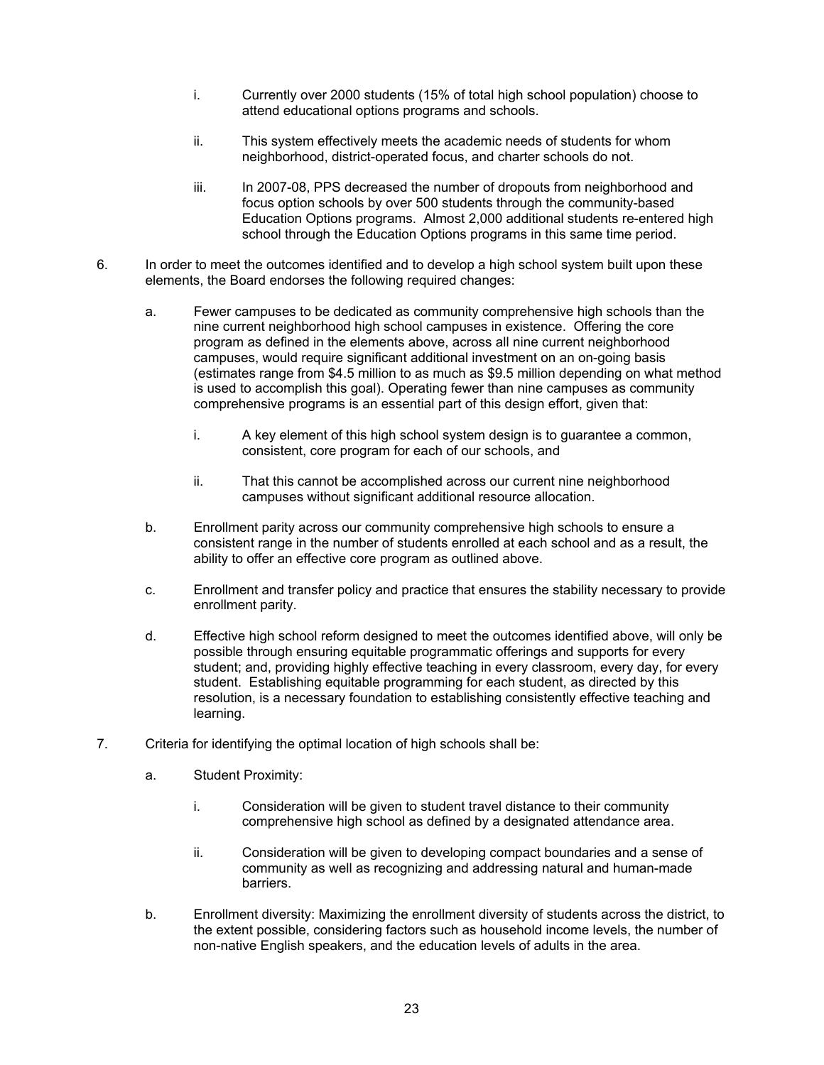i. Currently over 2000 students (15% of total high school population) choose to attend educational options programs and schools.

   ii. This system effectively meets the academic needs of students for whom neighborhood, district-operated focus, and charter schools do not.

   iii. In 2007-08, PPS decreased the number of dropouts from neighborhood and focus option schools by over 500 students through the community-based Education Options programs. Almost 2,000 additional students re-entered high school through the Education Options programs in this same time period.

6. In order to meet the outcomes identified and to develop a high school system built upon these elements, the Board endorses the following required changes:

   a. Fewer campuses to be dedicated as community comprehensive high schools than the nine current neighborhood high school campuses in existence. Offering the core program as defined in the elements above, across all nine current neighborhood campuses, would require significant additional investment on an on-going basis (estimates range from $4.5 million to as much as $9.5 million depending on what method is used to accomplish this goal). Operating fewer than nine campuses as community comprehensive programs is an essential part of this design effort, given that:

      i. A key element of this high school system design is to guarantee a common, consistent, core program for each of our schools, and

      ii. That this cannot be accomplished across our current nine neighborhood campuses without significant additional resource allocation.

   b. Enrollment parity across our community comprehensive high schools to ensure a consistent range in the number of students enrolled at each school and as a result, the ability to offer an effective core program as outlined above.

   c. Enrollment and transfer policy and practice that ensures the stability necessary to provide enrollment parity.

   d. Effective high school reform designed to meet the outcomes identified above, will only be possible through ensuring equitable programmatic offerings and supports for every student; and, providing highly effective teaching in every classroom, every day, for every student. Establishing equitable programming for each student, as directed by this resolution, is a necessary foundation to establishing consistently effective teaching and learning.

7. Criteria for identifying the optimal location of high schools shall be:

   a. Student Proximity:

      i. Consideration will be given to student travel distance to their community comprehensive high school as defined by a designated attendance area.

      ii. Consideration will be given to developing compact boundaries and a sense of community as well as recognizing and addressing natural and human-made barriers.

   b. Enrollment diversity: Maximizing the enrollment diversity of students across the district, to the extent possible, considering factors such as household income levels, the number of non-native English speakers, and the education levels of adults in the area.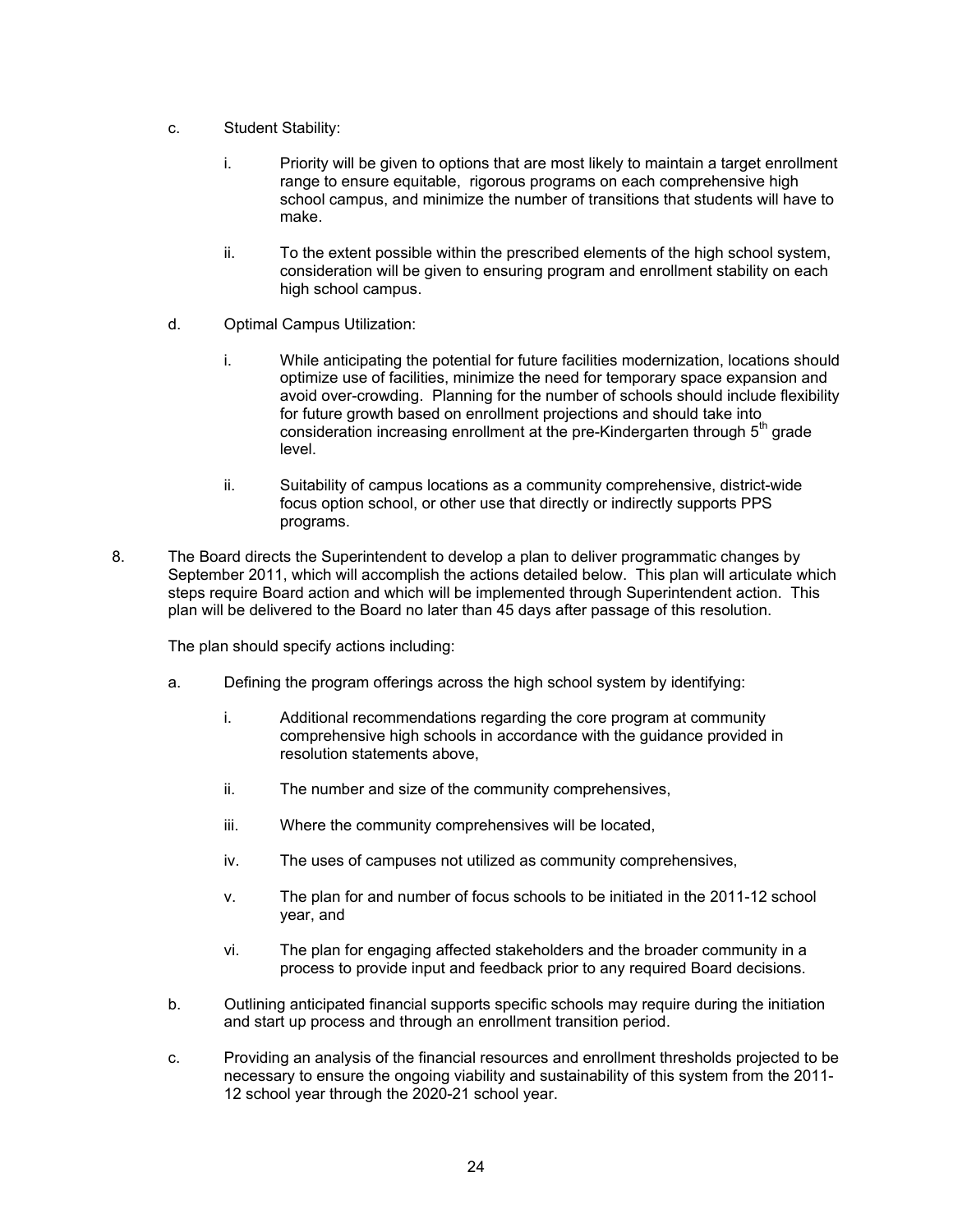c. Student Stability:

   i. Priority will be given to options that are most likely to maintain a target enrollment range to ensure equitable, rigorous programs on each comprehensive high school campus, and minimize the number of transitions that students will have to make.

   ii. To the extent possible within the prescribed elements of the high school system, consideration will be given to ensuring program and enrollment stability on each high school campus.

d. Optimal Campus Utilization:

   i. While anticipating the potential for future facilities modernization, locations should optimize use of facilities, minimize the need for temporary space expansion and avoid over-crowding. Planning for the number of schools should include flexibility for future growth based on enrollment projections and should take into consideration increasing enrollment at the pre-Kindergarten through 5th grade level.

   ii. Suitability of campus locations as a community comprehensive, district-wide focus option school, or other use that directly or indirectly supports PPS programs.

8. The Board directs the Superintendent to develop a plan to deliver programmatic changes by September 2011, which will accomplish the actions detailed below. This plan will articulate which steps require Board action and which will be implemented through Superintendent action. This plan will be delivered to the Board no later than 45 days after passage of this resolution.

   The plan should specify actions including:

   a. Defining the program offerings across the high school system by identifying:

      i. Additional recommendations regarding the core program at community comprehensive high schools in accordance with the guidance provided in resolution statements above,

      ii. The number and size of the community comprehensives,

      iii. Where the community comprehensives will be located,

      iv. The uses of campuses not utilized as community comprehensives,

      v. The plan for and number of focus schools to be initiated in the 2011-12 school year, and

      vi. The plan for engaging affected stakeholders and the broader community in a process to provide input and feedback prior to any required Board decisions.

   b. Outlining anticipated financial supports specific schools may require during the initiation and start up process and through an enrollment transition period.

   c. Providing an analysis of the financial resources and enrollment thresholds projected to be necessary to ensure the ongoing viability and sustainability of this system from the 2011-12 school year through the 2020-21 school year.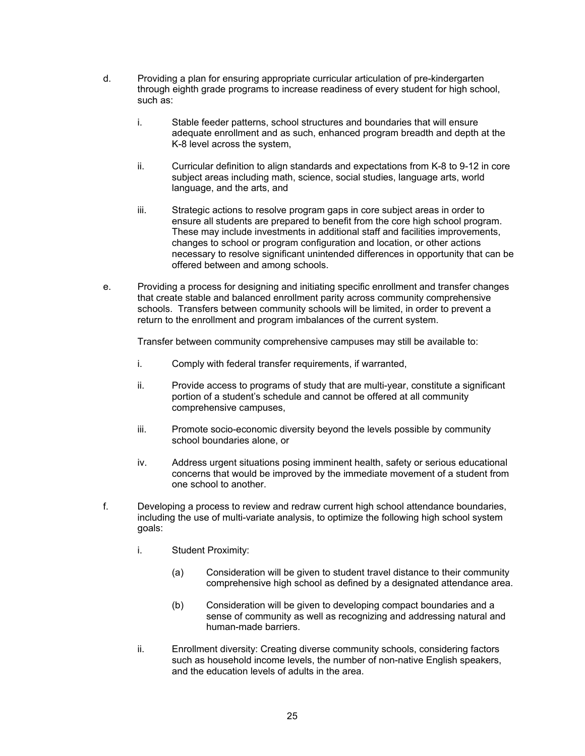d. Providing a plan for ensuring appropriate curricular articulation of pre-kindergarten through eighth grade programs to increase readiness of every student for high school, such as:

   i. Stable feeder patterns, school structures and boundaries that will ensure adequate enrollment and as such, enhanced program breadth and depth at the K-8 level across the system,

   ii. Curricular definition to align standards and expectations from K-8 to 9-12 in core subject areas including math, science, social studies, language arts, world language, and the arts, and

   iii. Strategic actions to resolve program gaps in core subject areas in order to ensure all students are prepared to benefit from the core high school program. These may include investments in additional staff and facilities improvements, changes to school or program configuration and location, or other actions necessary to resolve significant unintended differences in opportunity that can be offered between and among schools.

e. Providing a process for designing and initiating specific enrollment and transfer changes that create stable and balanced enrollment parity across community comprehensive schools. Transfers between community schools will be limited, in order to prevent a return to the enrollment and program imbalances of the current system.

   Transfer between community comprehensive campuses may still be available to:

   i. Comply with federal transfer requirements, if warranted,

   ii. Provide access to programs of study that are multi-year, constitute a significant portion of a student's schedule and cannot be offered at all community comprehensive campuses,

   iii. Promote socio-economic diversity beyond the levels possible by community school boundaries alone, or

   iv. Address urgent situations posing imminent health, safety or serious educational concerns that would be improved by the immediate movement of a student from one school to another.

f. Developing a process to review and redraw current high school attendance boundaries, including the use of multi-variate analysis, to optimize the following high school system goals:

   i. Student Proximity:

      (a) Consideration will be given to student travel distance to their community comprehensive high school as defined by a designated attendance area.

      (b) Consideration will be given to developing compact boundaries and a sense of community as well as recognizing and addressing natural and human-made barriers.

   ii. Enrollment diversity: Creating diverse community schools, considering factors such as household income levels, the number of non-native English speakers, and the education levels of adults in the area.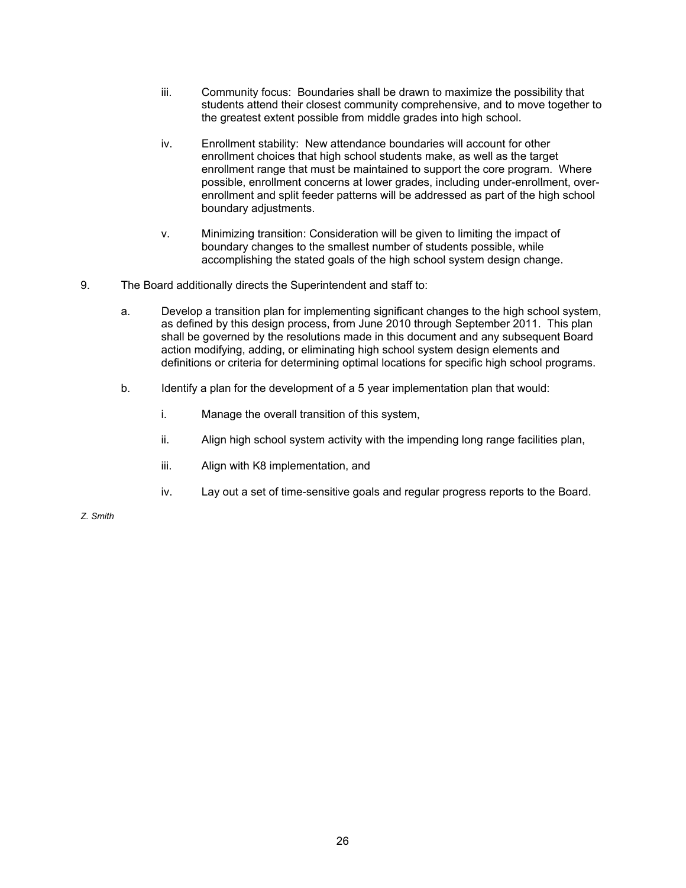iii. Community focus: Boundaries shall be drawn to maximize the possibility that students attend their closest community comprehensive, and to move together to the greatest extent possible from middle grades into high school.

iv. Enrollment stability: New attendance boundaries will account for other enrollment choices that high school students make, as well as the target enrollment range that must be maintained to support the core program. Where possible, enrollment concerns at lower grades, including under-enrollment, over-enrollment and split feeder patterns will be addressed as part of the high school boundary adjustments.

v. Minimizing transition: Consideration will be given to limiting the impact of boundary changes to the smallest number of students possible, while accomplishing the stated goals of the high school system design change.

9. The Board additionally directs the Superintendent and staff to:

   a. Develop a transition plan for implementing significant changes to the high school system, as defined by this design process, from June 2010 through September 2011. This plan shall be governed by the resolutions made in this document and any subsequent Board action modifying, adding, or eliminating high school system design elements and definitions or criteria for determining optimal locations for specific high school programs.

   b. Identify a plan for the development of a 5 year implementation plan that would:

      i. Manage the overall transition of this system,

      ii. Align high school system activity with the impending long range facilities plan,

      iii. Align with K8 implementation, and

      iv. Lay out a set of time-sensitive goals and regular progress reports to the Board.

*Z. Smith*